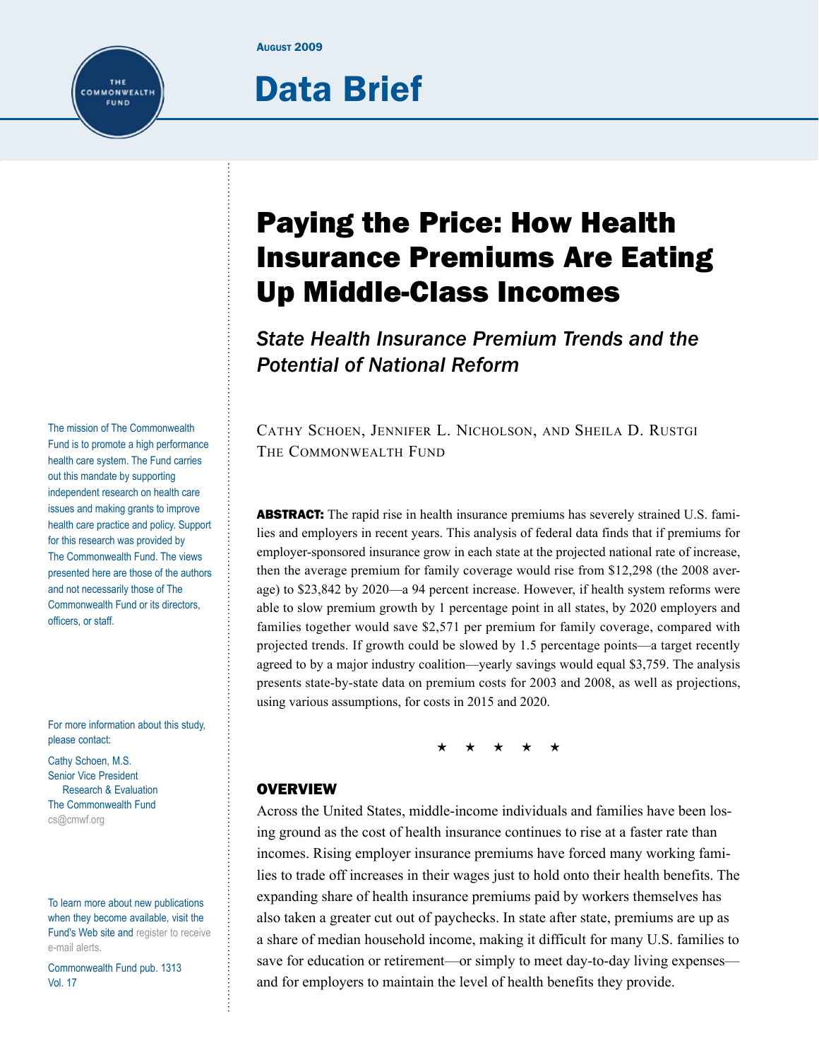August 2009

# Data Brief

# Paying the Price: How Health Insurance Premiums Are Eating Up Middle-Class Incomes

## *State Health Insurance Premium Trends and the Potential of National Reform*

Cathy Schoen, Jennifer L. Nicholson, and Sheila D. Rustgi
The Commonwealth Fund

**ABSTRACT:** The rapid rise in health insurance premiums has severely strained U.S. families and employers in recent years. This analysis of federal data finds that if premiums for employer-sponsored insurance grow in each state at the projected national rate of increase, then the average premium for family coverage would rise from $12,298 (the 2008 average) to $23,842 by 2020—a 94 percent increase. However, if health system reforms were able to slow premium growth by 1 percentage point in all states, by 2020 employers and families together would save $2,571 per premium for family coverage, compared with projected trends. If growth could be slowed by 1.5 percentage points—a target recently agreed to by a major industry coalition—yearly savings would equal $3,759. The analysis presents state-by-state data on premium costs for 2003 and 2008, as well as projections, using various assumptions, for costs in 2015 and 2020.

★ ★ ★ ★ ★

## OVERVIEW

Across the United States, middle-income individuals and families have been losing ground as the cost of health insurance continues to rise at a faster rate than incomes. Rising employer insurance premiums have forced many working families to trade off increases in their wages just to hold onto their health benefits. The expanding share of health insurance premiums paid by workers themselves has also taken a greater cut out of paychecks. In state after state, premiums are up as a share of median household income, making it difficult for many U.S. families to save for education or retirement—or simply to meet day-to-day living expenses—and for employers to maintain the level of health benefits they provide.

The mission of The Commonwealth Fund is to promote a high performance health care system. The Fund carries out this mandate by supporting independent research on health care issues and making grants to improve health care practice and policy. Support for this research was provided by The Commonwealth Fund. The views presented here are those of the authors and not necessarily those of The Commonwealth Fund or its directors, officers, or staff.

For more information about this study, please contact:

Cathy Schoen, M.S.
Senior Vice President
Research & Evaluation
The Commonwealth Fund
cs@cmwf.org

To learn more about new publications when they become available, visit the Fund's Web site and register to receive e-mail alerts.

Commonwealth Fund pub. 1313
Vol. 17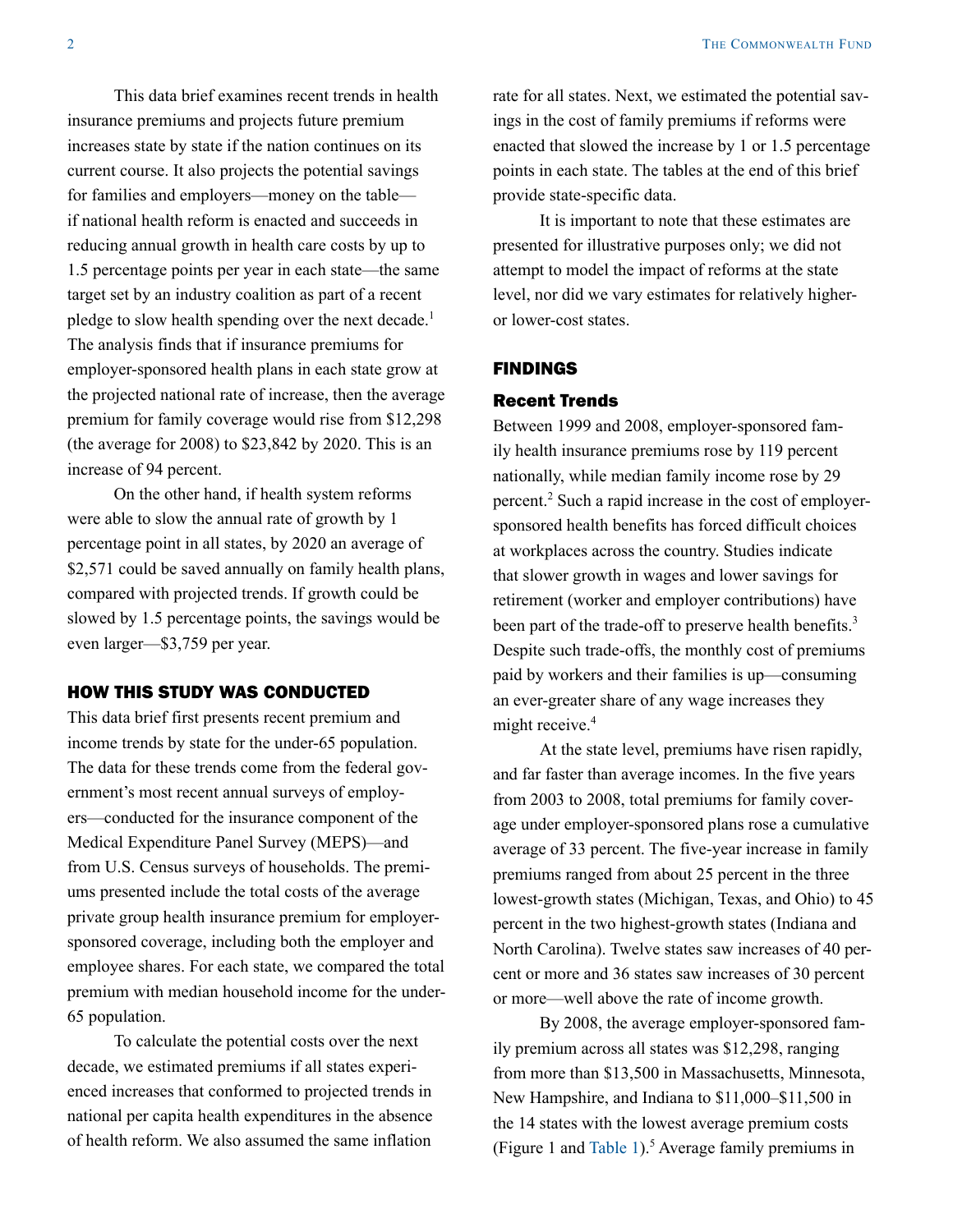This data brief examines recent trends in health insurance premiums and projects future premium increases state by state if the nation continues on its current course. It also projects the potential savings for families and employers—money on the table—if national health reform is enacted and succeeds in reducing annual growth in health care costs by up to 1.5 percentage points per year in each state—the same target set by an industry coalition as part of a recent pledge to slow health spending over the next decade.[1] The analysis finds that if insurance premiums for employer-sponsored health plans in each state grow at the projected national rate of increase, then the average premium for family coverage would rise from $12,298 (the average for 2008) to $23,842 by 2020. This is an increase of 94 percent.

On the other hand, if health system reforms were able to slow the annual rate of growth by 1 percentage point in all states, by 2020 an average of $2,571 could be saved annually on family health plans, compared with projected trends. If growth could be slowed by 1.5 percentage points, the savings would be even larger—$3,759 per year.

## HOW THIS STUDY WAS CONDUCTED

This data brief first presents recent premium and income trends by state for the under-65 population. The data for these trends come from the federal government's most recent annual surveys of employers—conducted for the insurance component of the Medical Expenditure Panel Survey (MEPS)—and from U.S. Census surveys of households. The premiums presented include the total costs of the average private group health insurance premium for employer-sponsored coverage, including both the employer and employee shares. For each state, we compared the total premium with median household income for the under-65 population.

To calculate the potential costs over the next decade, we estimated premiums if all states experienced increases that conformed to projected trends in national per capita health expenditures in the absence of health reform. We also assumed the same inflation rate for all states. Next, we estimated the potential savings in the cost of family premiums if reforms were enacted that slowed the increase by 1 or 1.5 percentage points in each state. The tables at the end of this brief provide state-specific data.

It is important to note that these estimates are presented for illustrative purposes only; we did not attempt to model the impact of reforms at the state level, nor did we vary estimates for relatively higher- or lower-cost states.

## FINDINGS

### Recent Trends

Between 1999 and 2008, employer-sponsored family health insurance premiums rose by 119 percent nationally, while median family income rose by 29 percent.[2] Such a rapid increase in the cost of employer-sponsored health benefits has forced difficult choices at workplaces across the country. Studies indicate that slower growth in wages and lower savings for retirement (worker and employer contributions) have been part of the trade-off to preserve health benefits.[3] Despite such trade-offs, the monthly cost of premiums paid by workers and their families is up—consuming an ever-greater share of any wage increases they might receive.[4]

At the state level, premiums have risen rapidly, and far faster than average incomes. In the five years from 2003 to 2008, total premiums for family coverage under employer-sponsored plans rose a cumulative average of 33 percent. The five-year increase in family premiums ranged from about 25 percent in the three lowest-growth states (Michigan, Texas, and Ohio) to 45 percent in the two highest-growth states (Indiana and North Carolina). Twelve states saw increases of 40 percent or more and 36 states saw increases of 30 percent or more—well above the rate of income growth.

By 2008, the average employer-sponsored family premium across all states was $12,298, ranging from more than $13,500 in Massachusetts, Minnesota, New Hampshire, and Indiana to $11,000–$11,500 in the 14 states with the lowest average premium costs (Figure 1 and Table 1).[5] Average family premiums in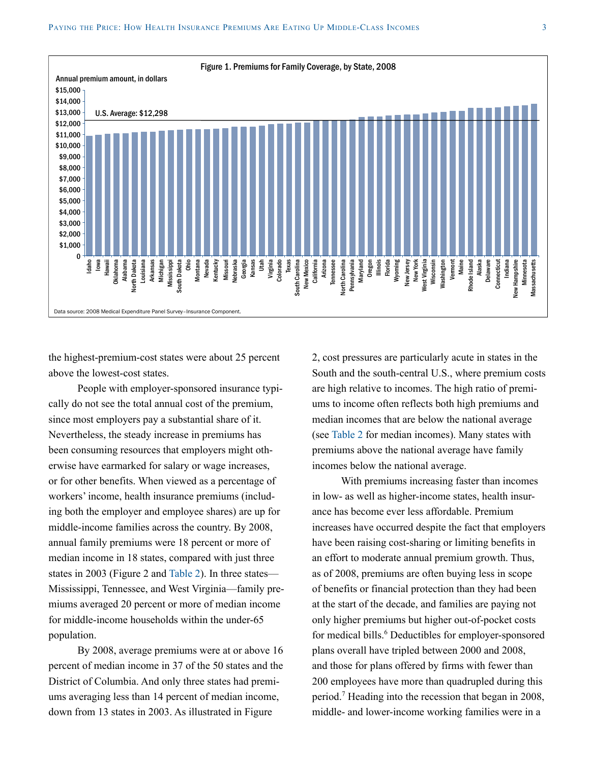Figure 1. Premiums for Family Coverage, by State, 2008

Data source: 2008 Medical Expenditure Panel Survey–Insurance Component.

the highest-premium-cost states were about 25 percent above the lowest-cost states.

People with employer-sponsored insurance typically do not see the total annual cost of the premium, since most employers pay a substantial share of it. Nevertheless, the steady increase in premiums has been consuming resources that employers might otherwise have earmarked for salary or wage increases, or for other benefits. When viewed as a percentage of workers' income, health insurance premiums (including both the employer and employee shares) are up for middle-income families across the country. By 2008, annual family premiums were 18 percent or more of median income in 18 states, compared with just three states in 2003 (Figure 2 and Table 2). In three states—Mississippi, Tennessee, and West Virginia—family premiums averaged 20 percent or more of median income for middle-income households within the under-65 population.

By 2008, average premiums were at or above 16 percent of median income in 37 of the 50 states and the District of Columbia. And only three states had premiums averaging less than 14 percent of median income, down from 13 states in 2003. As illustrated in Figure 2, cost pressures are particularly acute in states in the South and the south-central U.S., where premium costs are high relative to incomes. The high ratio of premiums to income often reflects both high premiums and median incomes that are below the national average (see Table 2 for median incomes). Many states with premiums above the national average have family incomes below the national average.

With premiums increasing faster than incomes in low- as well as higher-income states, health insurance has become ever less affordable. Premium increases have occurred despite the fact that employers have been raising cost-sharing or limiting benefits in an effort to moderate annual premium growth. Thus, as of 2008, premiums are often buying less in scope of benefits or financial protection than they had been at the start of the decade, and families are paying not only higher premiums but higher out-of-pocket costs for medical bills.[6] Deductibles for employer-sponsored plans overall have tripled between 2000 and 2008, and those for plans offered by firms with fewer than 200 employees have more than quadrupled during this period.[7] Heading into the recession that began in 2008, middle- and lower-income working families were in a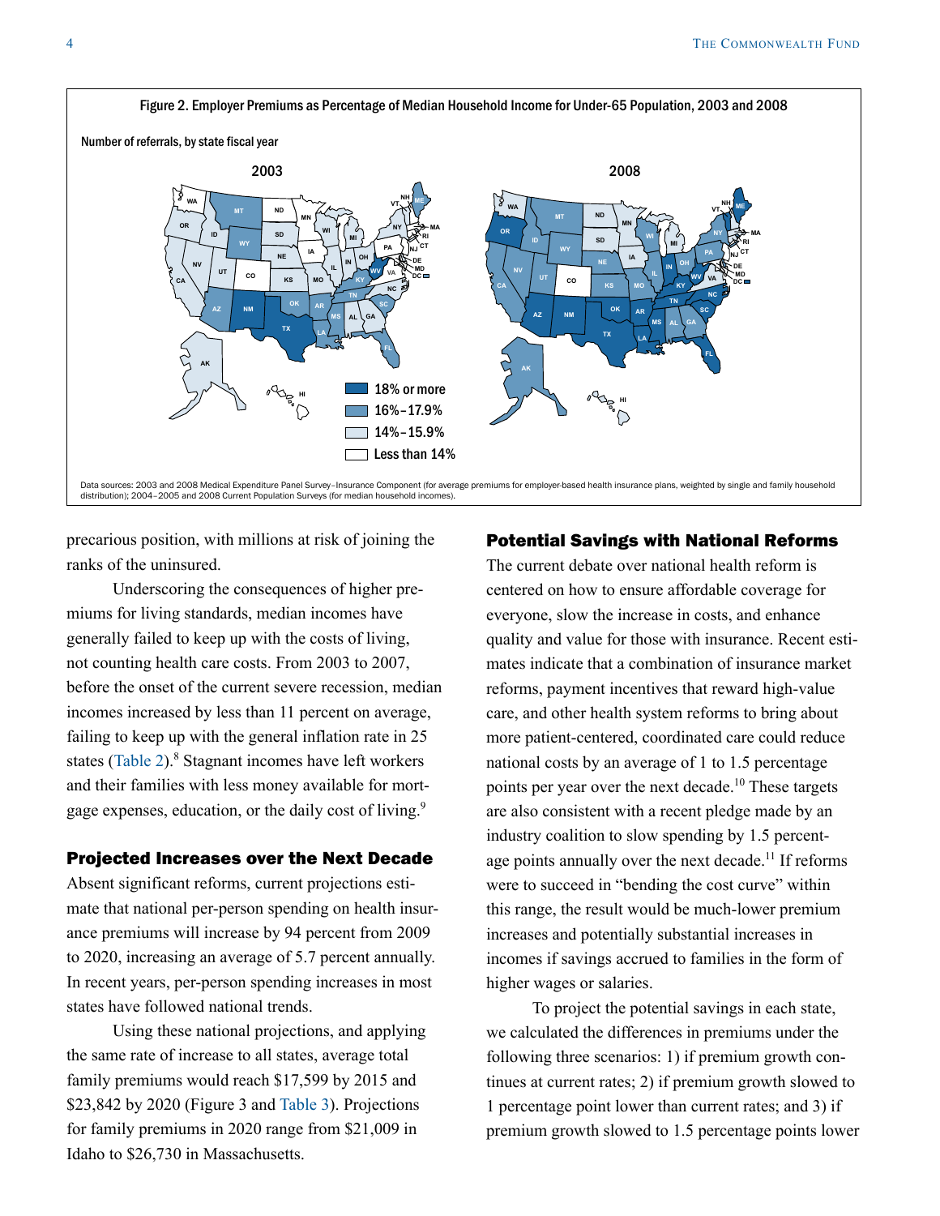Figure 2. Employer Premiums as Percentage of Median Household Income for Under-65 Population, 2003 and 2008

Number of referrals, by state fiscal year

2003

2008

18% or more
16%–17.9%
14%–15.9%
Less than 14%

Data sources: 2003 and 2008 Medical Expenditure Panel Survey–Insurance Component (for average premiums for employer-based health insurance plans, weighted by single and family household distribution); 2004–2005 and 2008 Current Population Surveys (for median household incomes).

precarious position, with millions at risk of joining the ranks of the uninsured.

Underscoring the consequences of higher premiums for living standards, median incomes have generally failed to keep up with the costs of living, not counting health care costs. From 2003 to 2007, before the onset of the current severe recession, median incomes increased by less than 11 percent on average, failing to keep up with the general inflation rate in 25 states (Table 2).[8] Stagnant incomes have left workers and their families with less money available for mortgage expenses, education, or the daily cost of living.[9]

## Projected Increases over the Next Decade

Absent significant reforms, current projections estimate that national per-person spending on health insurance premiums will increase by 94 percent from 2009 to 2020, increasing an average of 5.7 percent annually. In recent years, per-person spending increases in most states have followed national trends.

Using these national projections, and applying the same rate of increase to all states, average total family premiums would reach $17,599 by 2015 and $23,842 by 2020 (Figure 3 and Table 3). Projections for family premiums in 2020 range from $21,009 in Idaho to $26,730 in Massachusetts.

## Potential Savings with National Reforms

The current debate over national health reform is centered on how to ensure affordable coverage for everyone, slow the increase in costs, and enhance quality and value for those with insurance. Recent estimates indicate that a combination of insurance market reforms, payment incentives that reward high-value care, and other health system reforms to bring about more patient-centered, coordinated care could reduce national costs by an average of 1 to 1.5 percentage points per year over the next decade.[10] These targets are also consistent with a recent pledge made by an industry coalition to slow spending by 1.5 percentage points annually over the next decade.[11] If reforms were to succeed in "bending the cost curve" within this range, the result would be much-lower premium increases and potentially substantial increases in incomes if savings accrued to families in the form of higher wages or salaries.

To project the potential savings in each state, we calculated the differences in premiums under the following three scenarios: 1) if premium growth continues at current rates; 2) if premium growth slowed to 1 percentage point lower than current rates; and 3) if premium growth slowed to 1.5 percentage points lower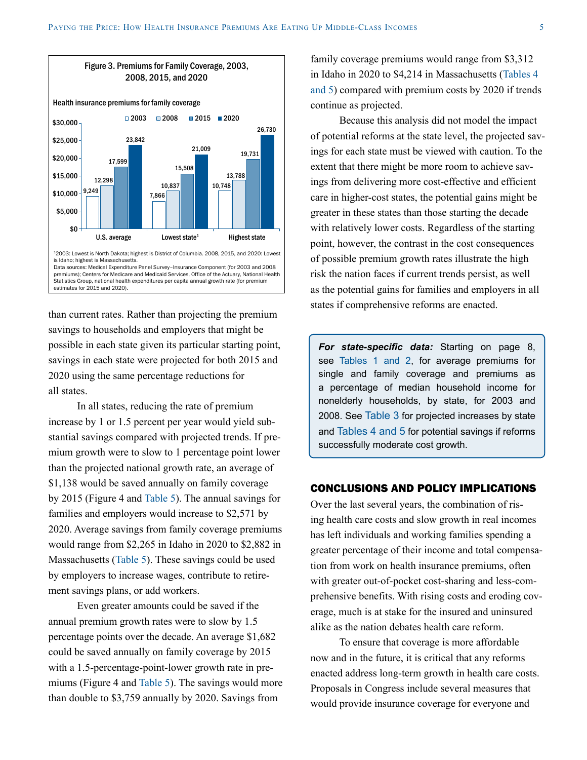**Figure 3. Premiums for Family Coverage, 2003, 2008, 2015, and 2020**

Health insurance premiums for family coverage

| | 2003 | 2008 | 2015 | 2020 |
|---|---|---|---|---|
| U.S. average | $9,249 | $12,298 | $17,599 | $23,842 |
| Lowest state[1] | $7,866 | $10,837 | $15,508 | $21,009 |
| Highest state | $10,748 | $13,788 | $19,731 | $26,730 |

[1]2003: Lowest is North Dakota; highest is District of Columbia. 2008, 2015, and 2020: Lowest is Idaho; highest is Massachusetts.
Data sources: Medical Expenditure Panel Survey–Insurance Component (for 2003 and 2008 premiums); Centers for Medicare and Medicaid Services, Office of the Actuary, National Health Statistics Group, national health expenditures per capita annual growth rate (for premium estimates for 2015 and 2020).

than current rates. Rather than projecting the premium savings to households and employers that might be possible in each state given its particular starting point, savings in each state were projected for both 2015 and 2020 using the same percentage reductions for all states.

In all states, reducing the rate of premium increase by 1 or 1.5 percent per year would yield substantial savings compared with projected trends. If premium growth were to slow to 1 percentage point lower than the projected national growth rate, an average of $1,138 would be saved annually on family coverage by 2015 (Figure 4 and Table 5). The annual savings for families and employers would increase to $2,571 by 2020. Average savings from family coverage premiums would range from $2,265 in Idaho in 2020 to $2,882 in Massachusetts (Table 5). These savings could be used by employers to increase wages, contribute to retirement savings plans, or add workers.

Even greater amounts could be saved if the annual premium growth rates were to slow by 1.5 percentage points over the decade. An average $1,682 could be saved annually on family coverage by 2015 with a 1.5-percentage-point-lower growth rate in premiums (Figure 4 and Table 5). The savings would more than double to $3,759 annually by 2020. Savings from family coverage premiums would range from $3,312 in Idaho in 2020 to $4,214 in Massachusetts (Tables 4 and 5) compared with premium costs by 2020 if trends continue as projected.

Because this analysis did not model the impact of potential reforms at the state level, the projected savings for each state must be viewed with caution. To the extent that there might be more room to achieve savings from delivering more cost-effective and efficient care in higher-cost states, the potential gains might be greater in these states than those starting the decade with relatively lower costs. Regardless of the starting point, however, the contrast in the cost consequences of possible premium growth rates illustrate the high risk the nation faces if current trends persist, as well as the potential gains for families and employers in all states if comprehensive reforms are enacted.

> ***For state-specific data:*** Starting on page 8, see Tables 1 and 2, for average premiums for single and family coverage and premiums as a percentage of median household income for nonelderly households, by state, for 2003 and 2008. See Table 3 for projected increases by state and Tables 4 and 5 for potential savings if reforms successfully moderate cost growth.

## CONCLUSIONS AND POLICY IMPLICATIONS

Over the last several years, the combination of rising health care costs and slow growth in real incomes has left individuals and working families spending a greater percentage of their income and total compensation from work on health insurance premiums, often with greater out-of-pocket cost-sharing and less-comprehensive benefits. With rising costs and eroding coverage, much is at stake for the insured and uninsured alike as the nation debates health care reform.

To ensure that coverage is more affordable now and in the future, it is critical that any reforms enacted address long-term growth in health care costs. Proposals in Congress include several measures that would provide insurance coverage for everyone and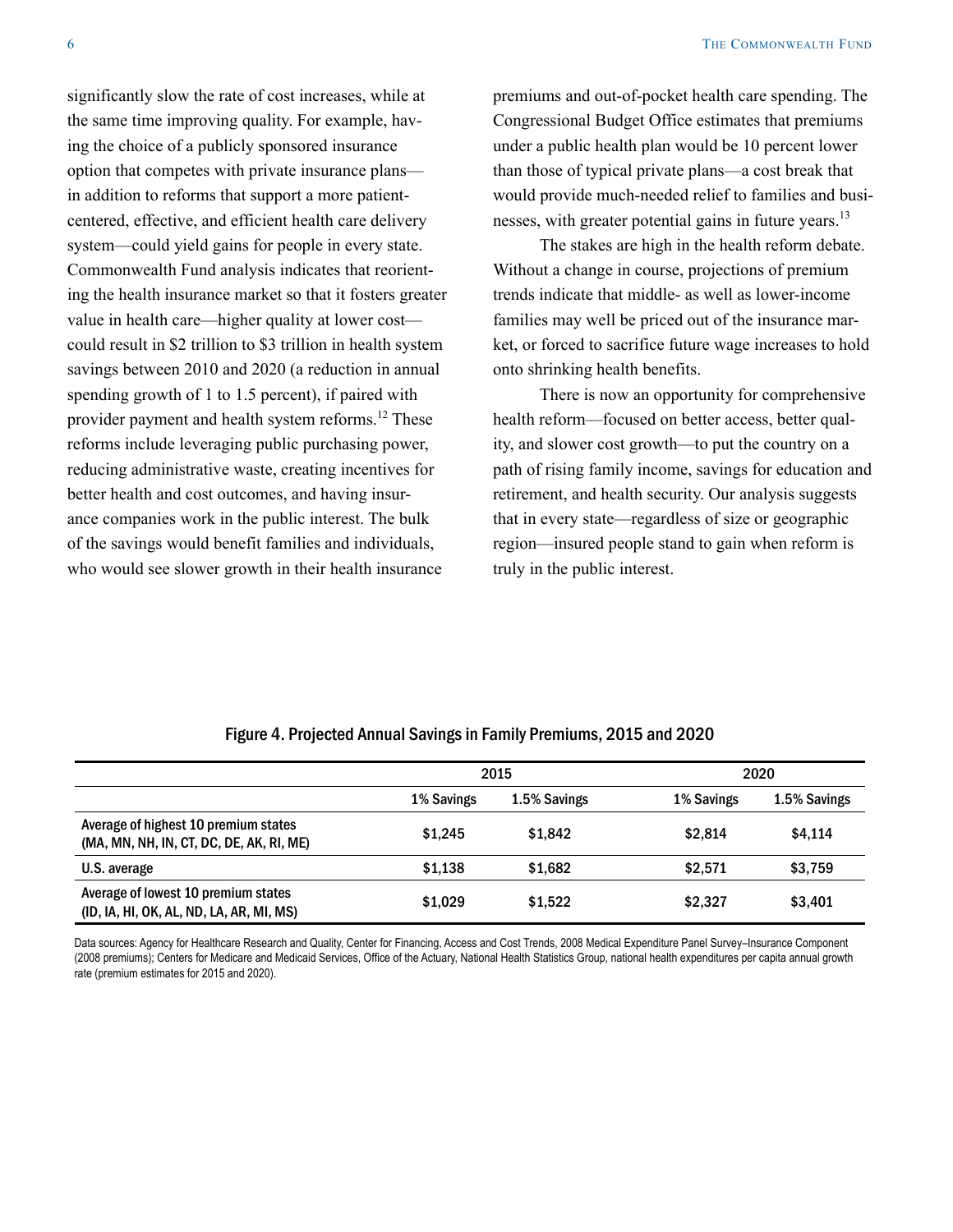significantly slow the rate of cost increases, while at the same time improving quality. For example, having the choice of a publicly sponsored insurance option that competes with private insurance plans—in addition to reforms that support a more patient-centered, effective, and efficient health care delivery system—could yield gains for people in every state. Commonwealth Fund analysis indicates that reorienting the health insurance market so that it fosters greater value in health care—higher quality at lower cost—could result in $2 trillion to $3 trillion in health system savings between 2010 and 2020 (a reduction in annual spending growth of 1 to 1.5 percent), if paired with provider payment and health system reforms.[12] These reforms include leveraging public purchasing power, reducing administrative waste, creating incentives for better health and cost outcomes, and having insurance companies work in the public interest. The bulk of the savings would benefit families and individuals, who would see slower growth in their health insurance premiums and out-of-pocket health care spending. The Congressional Budget Office estimates that premiums under a public health plan would be 10 percent lower than those of typical private plans—a cost break that would provide much-needed relief to families and businesses, with greater potential gains in future years.[13]

The stakes are high in the health reform debate. Without a change in course, projections of premium trends indicate that middle- as well as lower-income families may well be priced out of the insurance market, or forced to sacrifice future wage increases to hold onto shrinking health benefits.

There is now an opportunity for comprehensive health reform—focused on better access, better quality, and slower cost growth—to put the country on a path of rising family income, savings for education and retirement, and health security. Our analysis suggests that in every state—regardless of size or geographic region—insured people stand to gain when reform is truly in the public interest.

**Figure 4. Projected Annual Savings in Family Premiums, 2015 and 2020**

| | 2015 | | 2020 | |
|---|---|---|---|---|
| | 1% Savings | 1.5% Savings | 1% Savings | 1.5% Savings |
| Average of highest 10 premium states (MA, MN, NH, IN, CT, DC, DE, AK, RI, ME) | $1,245 | $1,842 | $2,814 | $4,114 |
| U.S. average | $1,138 | $1,682 | $2,571 | $3,759 |
| Average of lowest 10 premium states (ID, IA, HI, OK, AL, ND, LA, AR, MI, MS) | $1,029 | $1,522 | $2,327 | $3,401 |

Data sources: Agency for Healthcare Research and Quality, Center for Financing, Access and Cost Trends, 2008 Medical Expenditure Panel Survey–Insurance Component (2008 premiums); Centers for Medicare and Medicaid Services, Office of the Actuary, National Health Statistics Group, national health expenditures per capita annual growth rate (premium estimates for 2015 and 2020).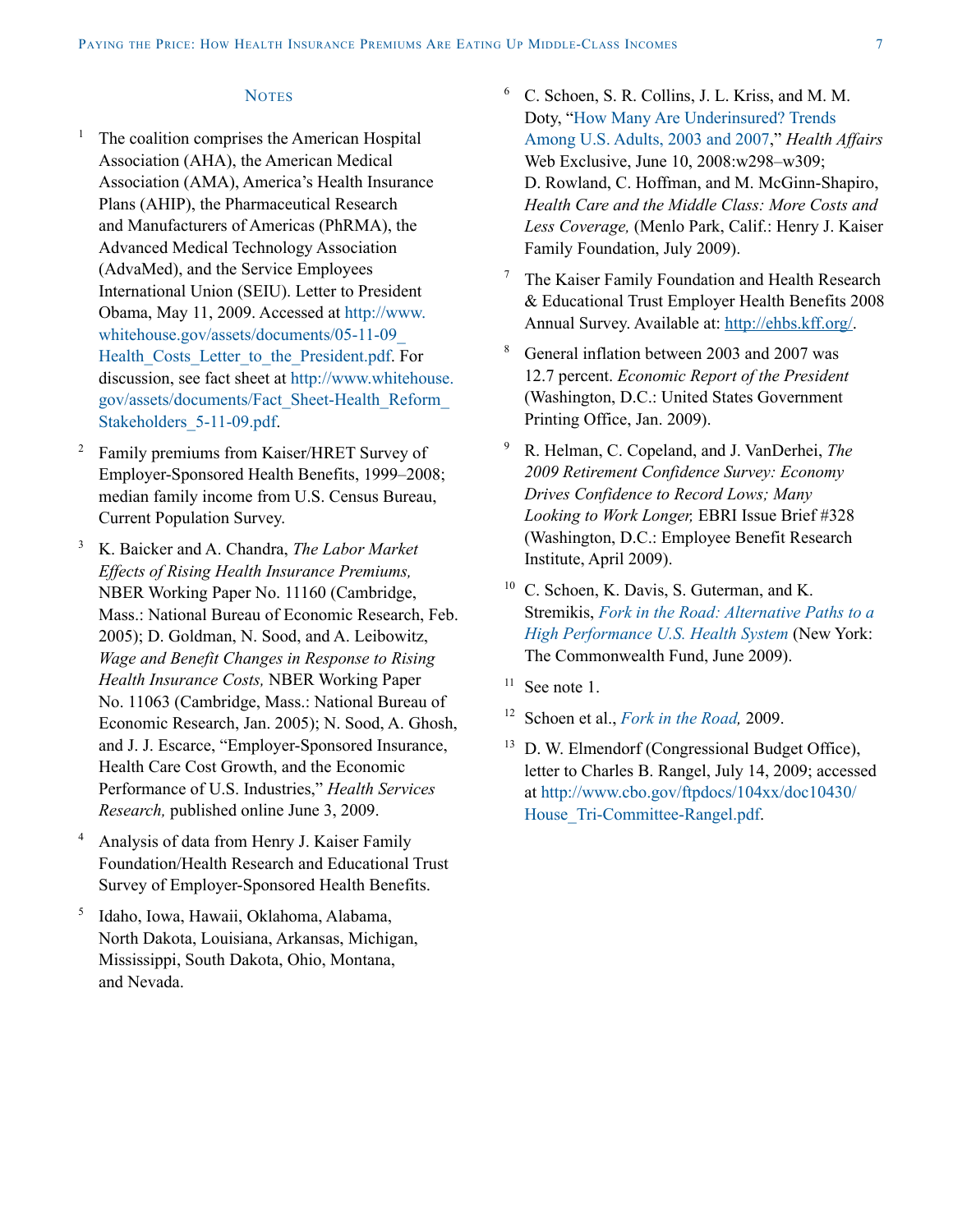## Notes

1. The coalition comprises the American Hospital Association (AHA), the American Medical Association (AMA), America's Health Insurance Plans (AHIP), the Pharmaceutical Research and Manufacturers of Americas (PhRMA), the Advanced Medical Technology Association (AdvaMed), and the Service Employees International Union (SEIU). Letter to President Obama, May 11, 2009. Accessed at http://www.whitehouse.gov/assets/documents/05-11-09_Health_Costs_Letter_to_the_President.pdf. For discussion, see fact sheet at http://www.whitehouse.gov/assets/documents/Fact_Sheet-Health_Reform_Stakeholders_5-11-09.pdf.

2. Family premiums from Kaiser/HRET Survey of Employer-Sponsored Health Benefits, 1999–2008; median family income from U.S. Census Bureau, Current Population Survey.

3. K. Baicker and A. Chandra, *The Labor Market Effects of Rising Health Insurance Premiums,* NBER Working Paper No. 11160 (Cambridge, Mass.: National Bureau of Economic Research, Feb. 2005); D. Goldman, N. Sood, and A. Leibowitz, *Wage and Benefit Changes in Response to Rising Health Insurance Costs,* NBER Working Paper No. 11063 (Cambridge, Mass.: National Bureau of Economic Research, Jan. 2005); N. Sood, A. Ghosh, and J. J. Escarce, "Employer-Sponsored Insurance, Health Care Cost Growth, and the Economic Performance of U.S. Industries," *Health Services Research,* published online June 3, 2009.

4. Analysis of data from Henry J. Kaiser Family Foundation/Health Research and Educational Trust Survey of Employer-Sponsored Health Benefits.

5. Idaho, Iowa, Hawaii, Oklahoma, Alabama, North Dakota, Louisiana, Arkansas, Michigan, Mississippi, South Dakota, Ohio, Montana, and Nevada.

6. C. Schoen, S. R. Collins, J. L. Kriss, and M. M. Doty, "How Many Are Underinsured? Trends Among U.S. Adults, 2003 and 2007," *Health Affairs* Web Exclusive, June 10, 2008:w298–w309; D. Rowland, C. Hoffman, and M. McGinn-Shapiro, *Health Care and the Middle Class: More Costs and Less Coverage,* (Menlo Park, Calif.: Henry J. Kaiser Family Foundation, July 2009).

7. The Kaiser Family Foundation and Health Research & Educational Trust Employer Health Benefits 2008 Annual Survey. Available at: http://ehbs.kff.org/.

8. General inflation between 2003 and 2007 was 12.7 percent. *Economic Report of the President* (Washington, D.C.: United States Government Printing Office, Jan. 2009).

9. R. Helman, C. Copeland, and J. VanDerhei, *The 2009 Retirement Confidence Survey: Economy Drives Confidence to Record Lows; Many Looking to Work Longer,* EBRI Issue Brief #328 (Washington, D.C.: Employee Benefit Research Institute, April 2009).

10. C. Schoen, K. Davis, S. Guterman, and K. Stremikis, *Fork in the Road: Alternative Paths to a High Performance U.S. Health System* (New York: The Commonwealth Fund, June 2009).

11. See note 1.

12. Schoen et al., *Fork in the Road,* 2009.

13. D. W. Elmendorf (Congressional Budget Office), letter to Charles B. Rangel, July 14, 2009; accessed at http://www.cbo.gov/ftpdocs/104xx/doc10430/House_Tri-Committee-Rangel.pdf.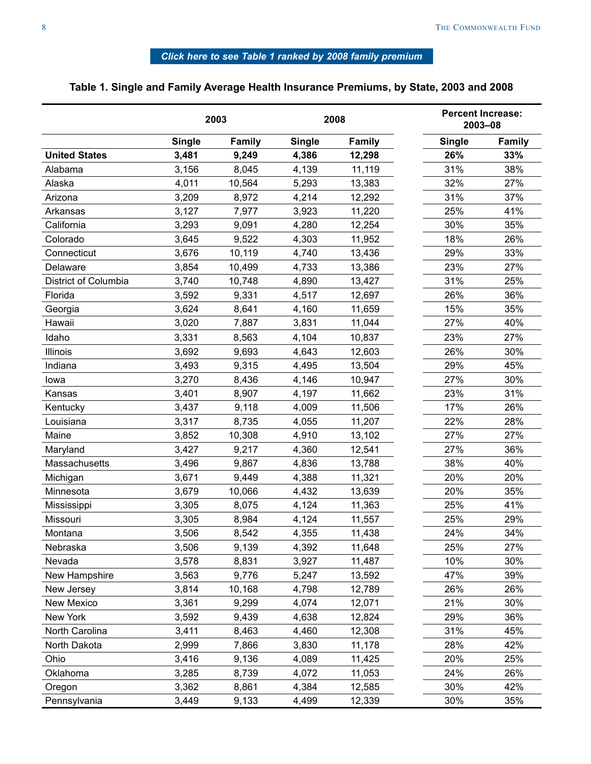Click here to see Table 1 ranked by 2008 family premium

### Table 1. Single and Family Average Health Insurance Premiums, by State, 2003 and 2008

| | 2003 | | 2008 | | Percent Increase: 2003–08 | |
|---|---|---|---|---|---|---|
| | Single | Family | Single | Family | Single | Family |
| **United States** | **3,481** | **9,249** | **4,386** | **12,298** | **26%** | **33%** |
| Alabama | 3,156 | 8,045 | 4,139 | 11,119 | 31% | 38% |
| Alaska | 4,011 | 10,564 | 5,293 | 13,383 | 32% | 27% |
| Arizona | 3,209 | 8,972 | 4,214 | 12,292 | 31% | 37% |
| Arkansas | 3,127 | 7,977 | 3,923 | 11,220 | 25% | 41% |
| California | 3,293 | 9,091 | 4,280 | 12,254 | 30% | 35% |
| Colorado | 3,645 | 9,522 | 4,303 | 11,952 | 18% | 26% |
| Connecticut | 3,676 | 10,119 | 4,740 | 13,436 | 29% | 33% |
| Delaware | 3,854 | 10,499 | 4,733 | 13,386 | 23% | 27% |
| District of Columbia | 3,740 | 10,748 | 4,890 | 13,427 | 31% | 25% |
| Florida | 3,592 | 9,331 | 4,517 | 12,697 | 26% | 36% |
| Georgia | 3,624 | 8,641 | 4,160 | 11,659 | 15% | 35% |
| Hawaii | 3,020 | 7,887 | 3,831 | 11,044 | 27% | 40% |
| Idaho | 3,331 | 8,563 | 4,104 | 10,837 | 23% | 27% |
| Illinois | 3,692 | 9,693 | 4,643 | 12,603 | 26% | 30% |
| Indiana | 3,493 | 9,315 | 4,495 | 13,504 | 29% | 45% |
| Iowa | 3,270 | 8,436 | 4,146 | 10,947 | 27% | 30% |
| Kansas | 3,401 | 8,907 | 4,197 | 11,662 | 23% | 31% |
| Kentucky | 3,437 | 9,118 | 4,009 | 11,506 | 17% | 26% |
| Louisiana | 3,317 | 8,735 | 4,055 | 11,207 | 22% | 28% |
| Maine | 3,852 | 10,308 | 4,910 | 13,102 | 27% | 27% |
| Maryland | 3,427 | 9,217 | 4,360 | 12,541 | 27% | 36% |
| Massachusetts | 3,496 | 9,867 | 4,836 | 13,788 | 38% | 40% |
| Michigan | 3,671 | 9,449 | 4,388 | 11,321 | 20% | 20% |
| Minnesota | 3,679 | 10,066 | 4,432 | 13,639 | 20% | 35% |
| Mississippi | 3,305 | 8,075 | 4,124 | 11,363 | 25% | 41% |
| Missouri | 3,305 | 8,984 | 4,124 | 11,557 | 25% | 29% |
| Montana | 3,506 | 8,542 | 4,355 | 11,438 | 24% | 34% |
| Nebraska | 3,506 | 9,139 | 4,392 | 11,648 | 25% | 27% |
| Nevada | 3,578 | 8,831 | 3,927 | 11,487 | 10% | 30% |
| New Hampshire | 3,563 | 9,776 | 5,247 | 13,592 | 47% | 39% |
| New Jersey | 3,814 | 10,168 | 4,798 | 12,789 | 26% | 26% |
| New Mexico | 3,361 | 9,299 | 4,074 | 12,071 | 21% | 30% |
| New York | 3,592 | 9,439 | 4,638 | 12,824 | 29% | 36% |
| North Carolina | 3,411 | 8,463 | 4,460 | 12,308 | 31% | 45% |
| North Dakota | 2,999 | 7,866 | 3,830 | 11,178 | 28% | 42% |
| Ohio | 3,416 | 9,136 | 4,089 | 11,425 | 20% | 25% |
| Oklahoma | 3,285 | 8,739 | 4,072 | 11,053 | 24% | 26% |
| Oregon | 3,362 | 8,861 | 4,384 | 12,585 | 30% | 42% |
| Pennsylvania | 3,449 | 9,133 | 4,499 | 12,339 | 30% | 35% |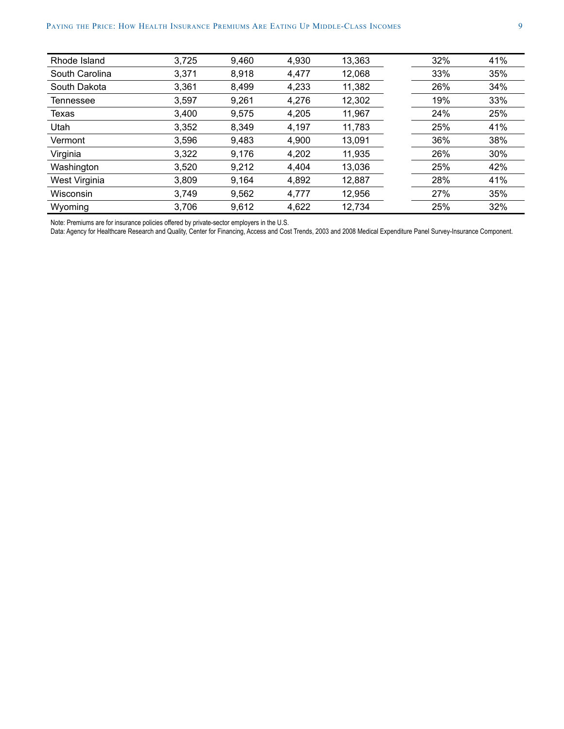| | | | | | | |
|---|---|---|---|---|---|---|
| Rhode Island | 3,725 | 9,460 | 4,930 | 13,363 | 32% | 41% |
| South Carolina | 3,371 | 8,918 | 4,477 | 12,068 | 33% | 35% |
| South Dakota | 3,361 | 8,499 | 4,233 | 11,382 | 26% | 34% |
| Tennessee | 3,597 | 9,261 | 4,276 | 12,302 | 19% | 33% |
| Texas | 3,400 | 9,575 | 4,205 | 11,967 | 24% | 25% |
| Utah | 3,352 | 8,349 | 4,197 | 11,783 | 25% | 41% |
| Vermont | 3,596 | 9,483 | 4,900 | 13,091 | 36% | 38% |
| Virginia | 3,322 | 9,176 | 4,202 | 11,935 | 26% | 30% |
| Washington | 3,520 | 9,212 | 4,404 | 13,036 | 25% | 42% |
| West Virginia | 3,809 | 9,164 | 4,892 | 12,887 | 28% | 41% |
| Wisconsin | 3,749 | 9,562 | 4,777 | 12,956 | 27% | 35% |
| Wyoming | 3,706 | 9,612 | 4,622 | 12,734 | 25% | 32% |

Note: Premiums are for insurance policies offered by private-sector employers in the U.S.
Data: Agency for Healthcare Research and Quality, Center for Financing, Access and Cost Trends, 2003 and 2008 Medical Expenditure Panel Survey-Insurance Component.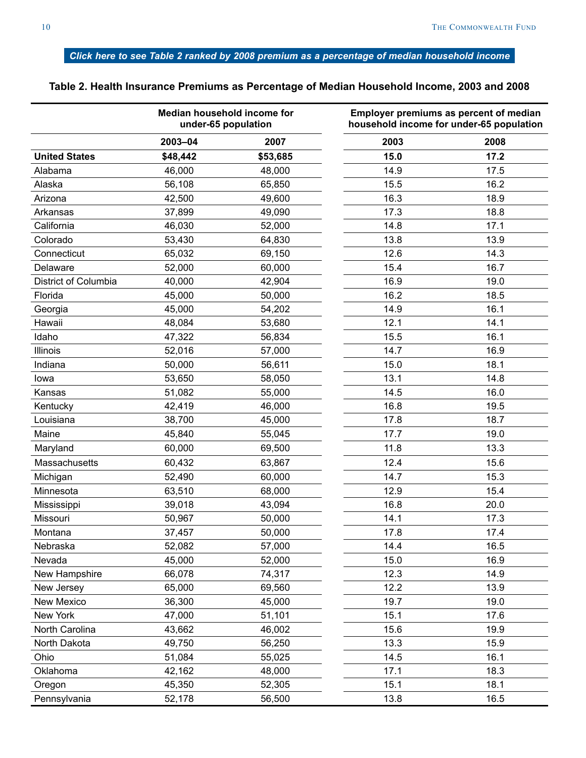**Click here to see Table 2 ranked by 2008 premium as a percentage of median household income**

**Table 2. Health Insurance Premiums as Percentage of Median Household Income, 2003 and 2008**

| | Median household income for under-65 population | | Employer premiums as percent of median household income for under-65 population | |
|---|---|---|---|---|
| | **2003–04** | **2007** | **2003** | **2008** |
| **United States** | **$48,442** | **$53,685** | **15.0** | **17.2** |
| Alabama | 46,000 | 48,000 | 14.9 | 17.5 |
| Alaska | 56,108 | 65,850 | 15.5 | 16.2 |
| Arizona | 42,500 | 49,600 | 16.3 | 18.9 |
| Arkansas | 37,899 | 49,090 | 17.3 | 18.8 |
| California | 46,030 | 52,000 | 14.8 | 17.1 |
| Colorado | 53,430 | 64,830 | 13.8 | 13.9 |
| Connecticut | 65,032 | 69,150 | 12.6 | 14.3 |
| Delaware | 52,000 | 60,000 | 15.4 | 16.7 |
| District of Columbia | 40,000 | 42,904 | 16.9 | 19.0 |
| Florida | 45,000 | 50,000 | 16.2 | 18.5 |
| Georgia | 45,000 | 54,202 | 14.9 | 16.1 |
| Hawaii | 48,084 | 53,680 | 12.1 | 14.1 |
| Idaho | 47,322 | 56,834 | 15.5 | 16.1 |
| Illinois | 52,016 | 57,000 | 14.7 | 16.9 |
| Indiana | 50,000 | 56,611 | 15.0 | 18.1 |
| Iowa | 53,650 | 58,050 | 13.1 | 14.8 |
| Kansas | 51,082 | 55,000 | 14.5 | 16.0 |
| Kentucky | 42,419 | 46,000 | 16.8 | 19.5 |
| Louisiana | 38,700 | 45,000 | 17.8 | 18.7 |
| Maine | 45,840 | 55,045 | 17.7 | 19.0 |
| Maryland | 60,000 | 69,500 | 11.8 | 13.3 |
| Massachusetts | 60,432 | 63,867 | 12.4 | 15.6 |
| Michigan | 52,490 | 60,000 | 14.7 | 15.3 |
| Minnesota | 63,510 | 68,000 | 12.9 | 15.4 |
| Mississippi | 39,018 | 43,094 | 16.8 | 20.0 |
| Missouri | 50,967 | 50,000 | 14.1 | 17.3 |
| Montana | 37,457 | 50,000 | 17.8 | 17.4 |
| Nebraska | 52,082 | 57,000 | 14.4 | 16.5 |
| Nevada | 45,000 | 52,000 | 15.0 | 16.9 |
| New Hampshire | 66,078 | 74,317 | 12.3 | 14.9 |
| New Jersey | 65,000 | 69,560 | 12.2 | 13.9 |
| New Mexico | 36,300 | 45,000 | 19.7 | 19.0 |
| New York | 47,000 | 51,101 | 15.1 | 17.6 |
| North Carolina | 43,662 | 46,002 | 15.6 | 19.9 |
| North Dakota | 49,750 | 56,250 | 13.3 | 15.9 |
| Ohio | 51,084 | 55,025 | 14.5 | 16.1 |
| Oklahoma | 42,162 | 48,000 | 17.1 | 18.3 |
| Oregon | 45,350 | 52,305 | 15.1 | 18.1 |
| Pennsylvania | 52,178 | 56,500 | 13.8 | 16.5 |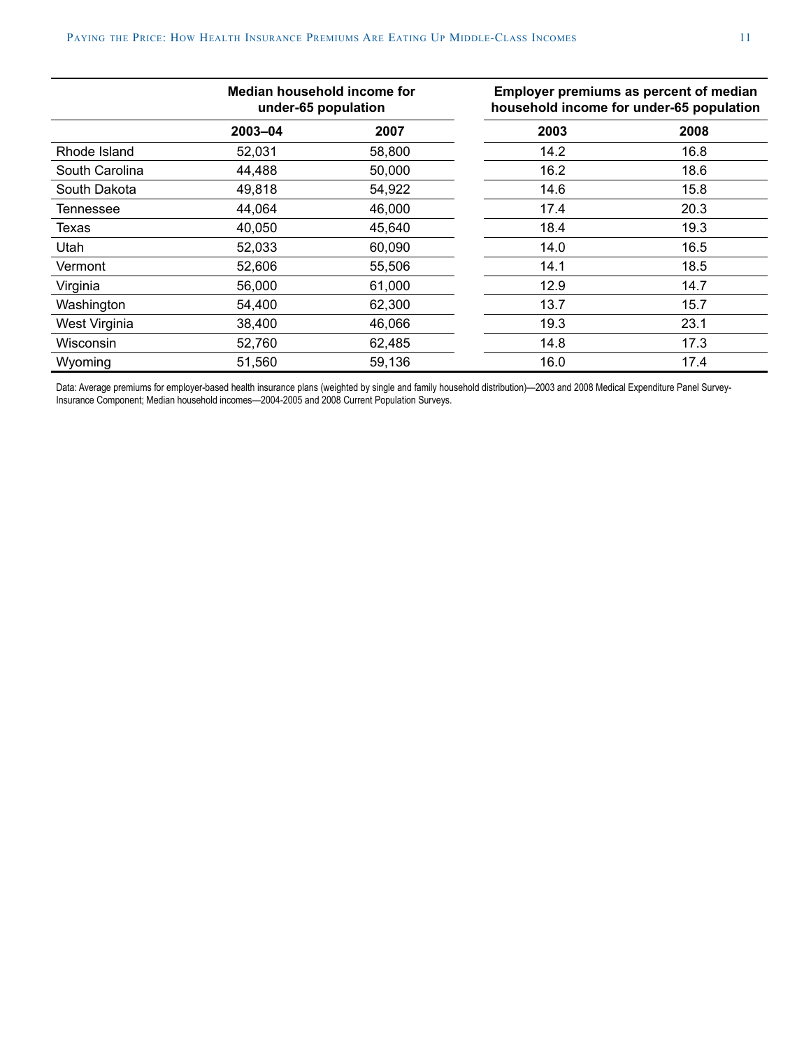| | Median household income for under-65 population | | Employer premiums as percent of median household income for under-65 population | |
|---|---|---|---|---|
| | 2003–04 | 2007 | 2003 | 2008 |
| Rhode Island | 52,031 | 58,800 | 14.2 | 16.8 |
| South Carolina | 44,488 | 50,000 | 16.2 | 18.6 |
| South Dakota | 49,818 | 54,922 | 14.6 | 15.8 |
| Tennessee | 44,064 | 46,000 | 17.4 | 20.3 |
| Texas | 40,050 | 45,640 | 18.4 | 19.3 |
| Utah | 52,033 | 60,090 | 14.0 | 16.5 |
| Vermont | 52,606 | 55,506 | 14.1 | 18.5 |
| Virginia | 56,000 | 61,000 | 12.9 | 14.7 |
| Washington | 54,400 | 62,300 | 13.7 | 15.7 |
| West Virginia | 38,400 | 46,066 | 19.3 | 23.1 |
| Wisconsin | 52,760 | 62,485 | 14.8 | 17.3 |
| Wyoming | 51,560 | 59,136 | 16.0 | 17.4 |

Data: Average premiums for employer-based health insurance plans (weighted by single and family household distribution)—2003 and 2008 Medical Expenditure Panel Survey-Insurance Component; Median household incomes—2004-2005 and 2008 Current Population Surveys.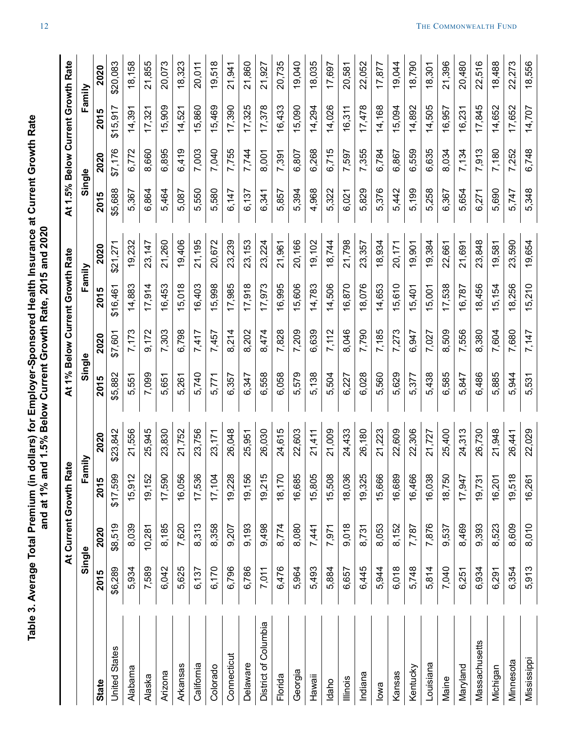**Table 3. Average Total Premium (in dollars) for Employer-Sponsored Health Insurance at Current Growth Rate and at 1% and 1.5% Below Current Growth Rate, 2015 and 2020**

| State | At Current Growth Rate | | | | At 1% Below Current Growth Rate | | | | At 1.5% Below Current Growth Rate | | | |
|---|---|---|---|---|---|---|---|---|---|---|---|---|
| | Single | | Family | | Single | | Family | | Single | | Family | |
| | 2015 | 2020 | 2015 | 2020 | 2015 | 2020 | 2015 | 2020 | 2015 | 2020 | 2015 | 2020 |
| United States | $6,289 | $8,519 | $17,599 | $23,842 | $5,882 | $7,601 | $16,461 | $21,271 | $5,688 | $7,176 | $15,917 | $20,083 |
| Alabama | 5,934 | 8,039 | 15,912 | 21,556 | 5,551 | 7,173 | 14,883 | 19,232 | 5,367 | 6,772 | 14,391 | 18,158 |
| Alaska | 7,589 | 10,281 | 19,152 | 25,945 | 7,099 | 9,172 | 17,914 | 23,147 | 6,864 | 8,660 | 17,321 | 21,855 |
| Arizona | 6,042 | 8,185 | 17,590 | 23,830 | 5,651 | 7,303 | 16,453 | 21,260 | 5,464 | 6,895 | 15,909 | 20,073 |
| Arkansas | 5,625 | 7,620 | 16,056 | 21,752 | 5,261 | 6,798 | 15,018 | 19,406 | 5,087 | 6,419 | 14,521 | 18,323 |
| California | 6,137 | 8,313 | 17,536 | 23,756 | 5,740 | 7,417 | 16,403 | 21,195 | 5,550 | 7,003 | 15,860 | 20,011 |
| Colorado | 6,170 | 8,358 | 17,104 | 23,171 | 5,771 | 7,457 | 15,998 | 20,672 | 5,580 | 7,040 | 15,469 | 19,518 |
| Connecticut | 6,796 | 9,207 | 19,228 | 26,048 | 6,357 | 8,214 | 17,985 | 23,239 | 6,147 | 7,755 | 17,390 | 21,941 |
| Delaware | 6,786 | 9,193 | 19,156 | 25,951 | 6,347 | 8,202 | 17,918 | 23,153 | 6,137 | 7,744 | 17,325 | 21,860 |
| District of Columbia | 7,011 | 9,498 | 19,215 | 26,030 | 6,558 | 8,474 | 17,973 | 23,224 | 6,341 | 8,001 | 17,378 | 21,927 |
| Florida | 6,476 | 8,774 | 18,170 | 24,615 | 6,058 | 7,828 | 16,995 | 21,961 | 5,857 | 7,391 | 16,433 | 20,735 |
| Georgia | 5,964 | 8,080 | 16,685 | 22,603 | 5,579 | 7,209 | 15,606 | 20,166 | 5,394 | 6,807 | 15,090 | 19,040 |
| Hawaii | 5,493 | 7,441 | 15,805 | 21,411 | 5,138 | 6,639 | 14,783 | 19,102 | 4,968 | 6,268 | 14,294 | 18,035 |
| Idaho | 5,884 | 7,971 | 15,508 | 21,009 | 5,504 | 7,112 | 14,506 | 18,744 | 5,322 | 6,715 | 14,026 | 17,697 |
| Illinois | 6,657 | 9,018 | 18,036 | 24,433 | 6,227 | 8,046 | 16,870 | 21,798 | 6,021 | 7,597 | 16,311 | 20,581 |
| Indiana | 6,445 | 8,731 | 19,325 | 26,180 | 6,028 | 7,790 | 18,076 | 23,357 | 5,829 | 7,355 | 17,478 | 22,052 |
| Iowa | 5,944 | 8,053 | 15,666 | 21,223 | 5,560 | 7,185 | 14,653 | 18,934 | 5,376 | 6,784 | 14,168 | 17,877 |
| Kansas | 6,018 | 8,152 | 16,689 | 22,609 | 5,629 | 7,273 | 15,610 | 20,171 | 5,442 | 6,867 | 15,094 | 19,044 |
| Kentucky | 5,748 | 7,787 | 16,466 | 22,306 | 5,377 | 6,947 | 15,401 | 19,901 | 5,199 | 6,559 | 14,892 | 18,790 |
| Louisiana | 5,814 | 7,876 | 16,038 | 21,727 | 5,438 | 7,027 | 15,001 | 19,384 | 5,258 | 6,635 | 14,505 | 18,301 |
| Maine | 7,040 | 9,537 | 18,750 | 25,400 | 6,585 | 8,509 | 17,538 | 22,661 | 6,367 | 8,034 | 16,957 | 21,396 |
| Maryland | 6,251 | 8,469 | 17,947 | 24,313 | 5,847 | 7,556 | 16,787 | 21,691 | 5,654 | 7,134 | 16,231 | 20,480 |
| Massachusetts | 6,934 | 9,393 | 19,731 | 26,730 | 6,486 | 8,380 | 18,456 | 23,848 | 6,271 | 7,913 | 17,845 | 22,516 |
| Michigan | 6,291 | 8,523 | 16,201 | 21,948 | 5,885 | 7,604 | 15,154 | 19,581 | 5,690 | 7,180 | 14,652 | 18,488 |
| Minnesota | 6,354 | 8,609 | 19,518 | 26,441 | 5,944 | 7,680 | 18,256 | 23,590 | 5,747 | 7,252 | 17,652 | 22,273 |
| Mississippi | 5,913 | 8,010 | 16,261 | 22,029 | 5,531 | 7,147 | 15,210 | 19,654 | 5,348 | 6,748 | 14,707 | 18,556 |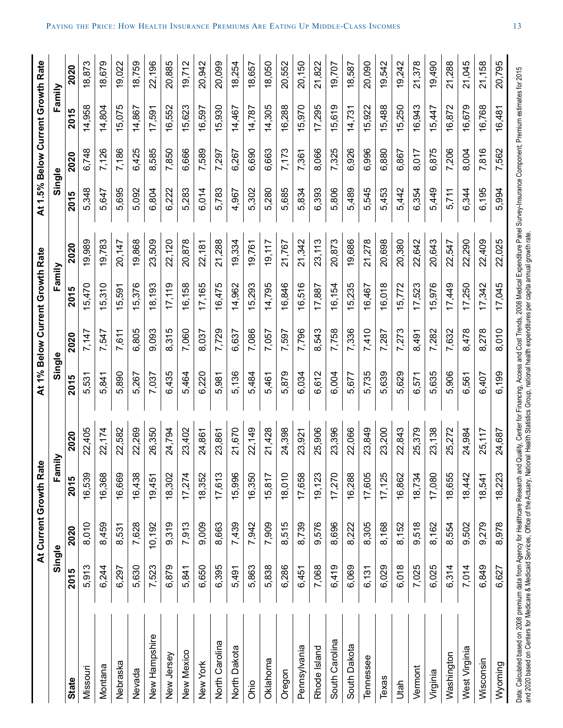| State | At Current Growth Rate | | | | At 1% Below Current Growth Rate | | | | At 1.5% Below Current Growth Rate | | | |
|---|---|---|---|---|---|---|---|---|---|---|---|---|
| | Single | | Family | | Single | | Family | | Single | | Family | |
| | 2015 | 2020 | 2015 | 2020 | 2015 | 2020 | 2015 | 2020 | 2015 | 2020 | 2015 | 2020 |
| Missouri | 5,913 | 8,010 | 16,539 | 22,405 | 5,531 | 7,147 | 15,470 | 19,989 | 5,348 | 6,748 | 14,958 | 18,873 |
| Montana | 6,244 | 8,459 | 16,368 | 22,174 | 5,841 | 7,547 | 15,310 | 19,783 | 5,647 | 7,126 | 14,804 | 18,679 |
| Nebraska | 6,297 | 8,531 | 16,669 | 22,582 | 5,890 | 7,611 | 15,591 | 20,147 | 5,695 | 7,186 | 15,075 | 19,022 |
| Nevada | 5,630 | 7,628 | 16,438 | 22,269 | 5,267 | 6,805 | 15,376 | 19,868 | 5,092 | 6,425 | 14,867 | 18,759 |
| New Hampshire | 7,523 | 10,192 | 19,451 | 26,350 | 7,037 | 9,093 | 18,193 | 23,509 | 6,804 | 8,585 | 17,591 | 22,196 |
| New Jersey | 6,879 | 9,319 | 18,302 | 24,794 | 6,435 | 8,315 | 17,119 | 22,120 | 6,222 | 7,850 | 16,552 | 20,885 |
| New Mexico | 5,841 | 7,913 | 17,274 | 23,402 | 5,464 | 7,060 | 16,158 | 20,878 | 5,283 | 6,666 | 15,623 | 19,712 |
| New York | 6,650 | 9,009 | 18,352 | 24,861 | 6,220 | 8,037 | 17,165 | 22,181 | 6,014 | 7,589 | 16,597 | 20,942 |
| North Carolina | 6,395 | 8,663 | 17,613 | 23,861 | 5,981 | 7,729 | 16,475 | 21,288 | 5,783 | 7,297 | 15,930 | 20,099 |
| North Dakota | 5,491 | 7,439 | 15,996 | 21,670 | 5,136 | 6,637 | 14,962 | 19,334 | 4,967 | 6,267 | 14,467 | 18,254 |
| Ohio | 5,863 | 7,942 | 16,350 | 22,149 | 5,484 | 7,086 | 15,293 | 19,761 | 5,302 | 6,690 | 14,787 | 18,657 |
| Oklahoma | 5,838 | 7,909 | 15,817 | 21,428 | 5,461 | 7,057 | 14,795 | 19,117 | 5,280 | 6,663 | 14,305 | 18,050 |
| Oregon | 6,286 | 8,515 | 18,010 | 24,398 | 5,879 | 7,597 | 16,846 | 21,767 | 5,685 | 7,173 | 16,288 | 20,552 |
| Pennsylvania | 6,451 | 8,739 | 17,658 | 23,921 | 6,034 | 7,796 | 16,516 | 21,342 | 5,834 | 7,361 | 15,970 | 20,150 |
| Rhode Island | 7,068 | 9,576 | 19,123 | 25,906 | 6,612 | 8,543 | 17,887 | 23,113 | 6,393 | 8,066 | 17,295 | 21,822 |
| South Carolina | 6,419 | 8,696 | 17,270 | 23,396 | 6,004 | 7,758 | 16,154 | 20,873 | 5,806 | 7,325 | 15,619 | 19,707 |
| South Dakota | 6,069 | 8,222 | 16,288 | 22,066 | 5,677 | 7,336 | 15,235 | 19,686 | 5,489 | 6,926 | 14,731 | 18,587 |
| Tennessee | 6,131 | 8,305 | 17,605 | 23,849 | 5,735 | 7,410 | 16,467 | 21,278 | 5,545 | 6,996 | 15,922 | 20,090 |
| Texas | 6,029 | 8,168 | 17,125 | 23,200 | 5,639 | 7,287 | 16,018 | 20,698 | 5,453 | 6,880 | 15,488 | 19,542 |
| Utah | 6,018 | 8,152 | 16,862 | 22,843 | 5,629 | 7,273 | 15,772 | 20,380 | 5,442 | 6,867 | 15,250 | 19,242 |
| Vermont | 7,025 | 9,518 | 18,734 | 25,379 | 6,571 | 8,491 | 17,523 | 22,642 | 6,354 | 8,017 | 16,943 | 21,378 |
| Virginia | 6,025 | 8,162 | 17,080 | 23,138 | 5,635 | 7,282 | 15,976 | 20,643 | 5,449 | 6,875 | 15,447 | 19,490 |
| Washington | 6,314 | 8,554 | 18,655 | 25,272 | 5,906 | 7,632 | 17,449 | 22,547 | 5,711 | 7,206 | 16,872 | 21,288 |
| West Virginia | 7,014 | 9,502 | 18,442 | 24,984 | 6,561 | 8,478 | 17,250 | 22,290 | 6,344 | 8,004 | 16,679 | 21,045 |
| Wisconsin | 6,849 | 9,279 | 18,541 | 25,117 | 6,407 | 8,278 | 17,342 | 22,409 | 6,195 | 7,816 | 16,768 | 21,158 |
| Wyoming | 6,627 | 8,978 | 18,223 | 24,687 | 6,199 | 8,010 | 17,045 | 22,025 | 5,994 | 7,562 | 16,481 | 20,795 |

Data: Calculated based on 2008 premium data from Agency for Healthcare Research and Quality, Center for Financing, Access and Cost Trends, 2008 Medical Expenditure Panel Survey-Insurance Component; Premium estimates for 2015 and 2020 based on Centers for Medicare & Medicaid Services, Office of the Actuary, National Health Statistics Group, national health expenditures per capita annual growth rate.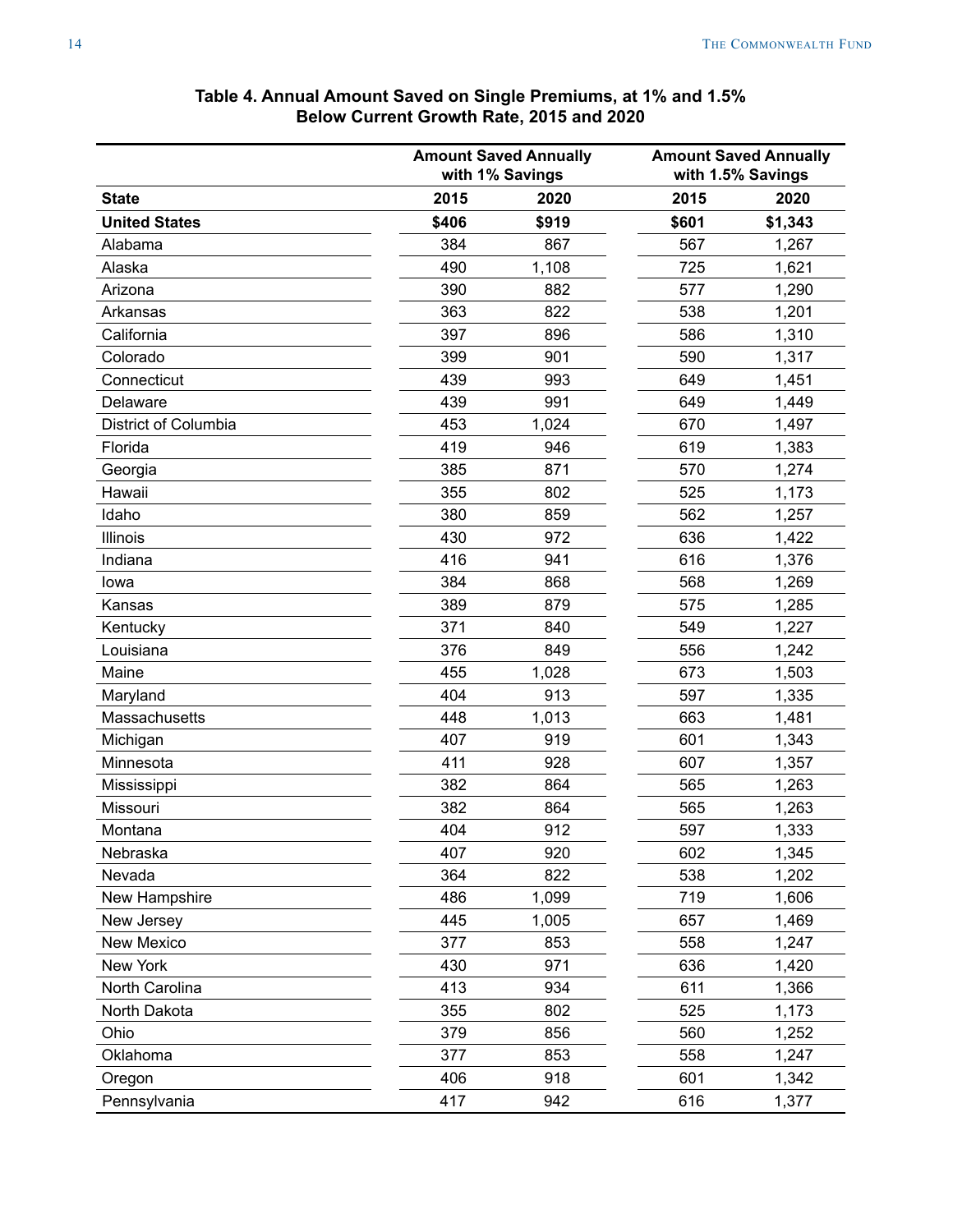**Table 4. Annual Amount Saved on Single Premiums, at 1% and 1.5% Below Current Growth Rate, 2015 and 2020**

| | Amount Saved Annually with 1% Savings | | Amount Saved Annually with 1.5% Savings | |
|---|---|---|---|---|
| **State** | **2015** | **2020** | **2015** | **2020** |
| **United States** | **$406** | **$919** | **$601** | **$1,343** |
| Alabama | 384 | 867 | 567 | 1,267 |
| Alaska | 490 | 1,108 | 725 | 1,621 |
| Arizona | 390 | 882 | 577 | 1,290 |
| Arkansas | 363 | 822 | 538 | 1,201 |
| California | 397 | 896 | 586 | 1,310 |
| Colorado | 399 | 901 | 590 | 1,317 |
| Connecticut | 439 | 993 | 649 | 1,451 |
| Delaware | 439 | 991 | 649 | 1,449 |
| District of Columbia | 453 | 1,024 | 670 | 1,497 |
| Florida | 419 | 946 | 619 | 1,383 |
| Georgia | 385 | 871 | 570 | 1,274 |
| Hawaii | 355 | 802 | 525 | 1,173 |
| Idaho | 380 | 859 | 562 | 1,257 |
| Illinois | 430 | 972 | 636 | 1,422 |
| Indiana | 416 | 941 | 616 | 1,376 |
| Iowa | 384 | 868 | 568 | 1,269 |
| Kansas | 389 | 879 | 575 | 1,285 |
| Kentucky | 371 | 840 | 549 | 1,227 |
| Louisiana | 376 | 849 | 556 | 1,242 |
| Maine | 455 | 1,028 | 673 | 1,503 |
| Maryland | 404 | 913 | 597 | 1,335 |
| Massachusetts | 448 | 1,013 | 663 | 1,481 |
| Michigan | 407 | 919 | 601 | 1,343 |
| Minnesota | 411 | 928 | 607 | 1,357 |
| Mississippi | 382 | 864 | 565 | 1,263 |
| Missouri | 382 | 864 | 565 | 1,263 |
| Montana | 404 | 912 | 597 | 1,333 |
| Nebraska | 407 | 920 | 602 | 1,345 |
| Nevada | 364 | 822 | 538 | 1,202 |
| New Hampshire | 486 | 1,099 | 719 | 1,606 |
| New Jersey | 445 | 1,005 | 657 | 1,469 |
| New Mexico | 377 | 853 | 558 | 1,247 |
| New York | 430 | 971 | 636 | 1,420 |
| North Carolina | 413 | 934 | 611 | 1,366 |
| North Dakota | 355 | 802 | 525 | 1,173 |
| Ohio | 379 | 856 | 560 | 1,252 |
| Oklahoma | 377 | 853 | 558 | 1,247 |
| Oregon | 406 | 918 | 601 | 1,342 |
| Pennsylvania | 417 | 942 | 616 | 1,377 |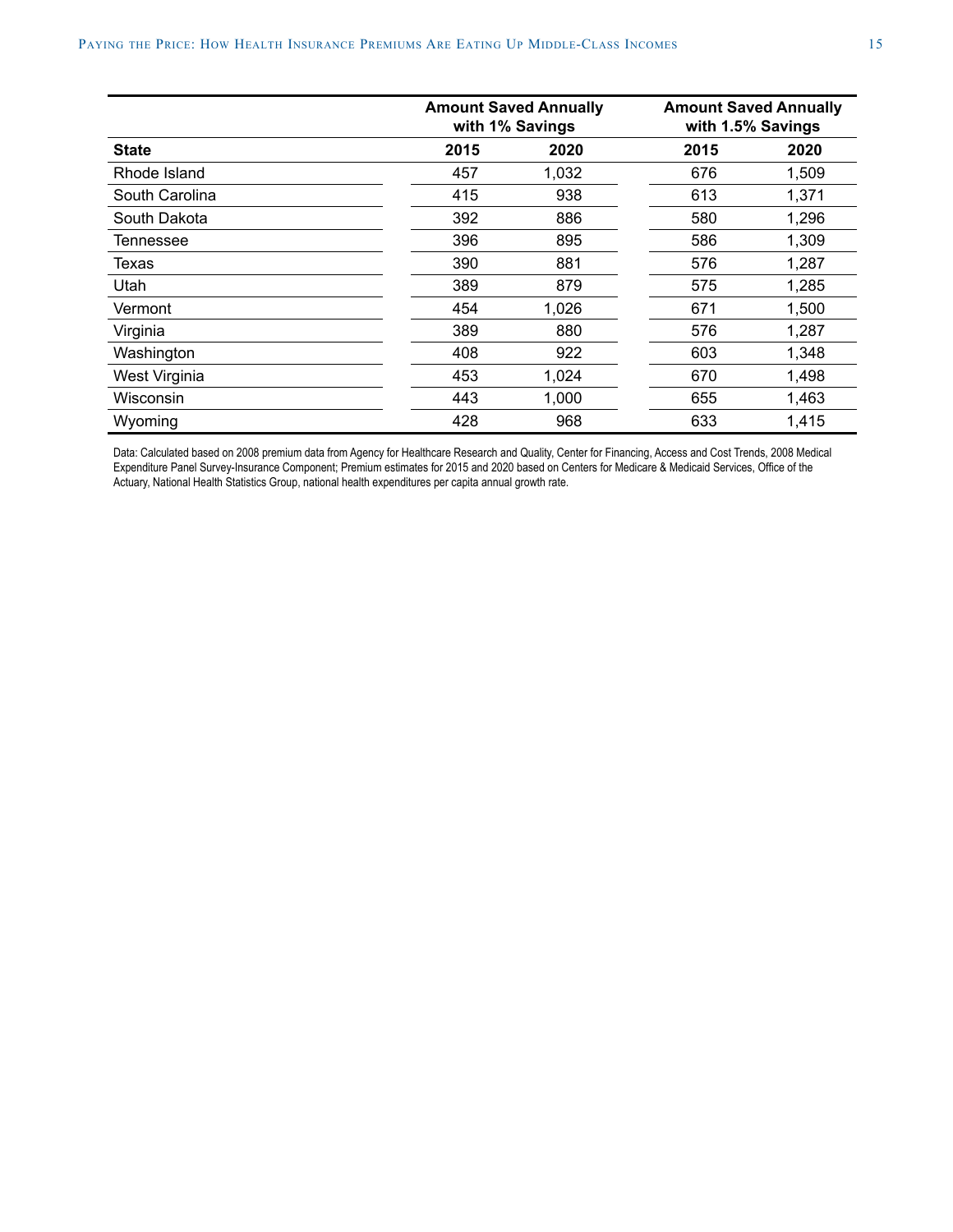| | Amount Saved Annually with 1% Savings | | Amount Saved Annually with 1.5% Savings | |
|---|---|---|---|---|
| **State** | **2015** | **2020** | **2015** | **2020** |
| Rhode Island | 457 | 1,032 | 676 | 1,509 |
| South Carolina | 415 | 938 | 613 | 1,371 |
| South Dakota | 392 | 886 | 580 | 1,296 |
| Tennessee | 396 | 895 | 586 | 1,309 |
| Texas | 390 | 881 | 576 | 1,287 |
| Utah | 389 | 879 | 575 | 1,285 |
| Vermont | 454 | 1,026 | 671 | 1,500 |
| Virginia | 389 | 880 | 576 | 1,287 |
| Washington | 408 | 922 | 603 | 1,348 |
| West Virginia | 453 | 1,024 | 670 | 1,498 |
| Wisconsin | 443 | 1,000 | 655 | 1,463 |
| Wyoming | 428 | 968 | 633 | 1,415 |

Data: Calculated based on 2008 premium data from Agency for Healthcare Research and Quality, Center for Financing, Access and Cost Trends, 2008 Medical Expenditure Panel Survey-Insurance Component; Premium estimates for 2015 and 2020 based on Centers for Medicare & Medicaid Services, Office of the Actuary, National Health Statistics Group, national health expenditures per capita annual growth rate.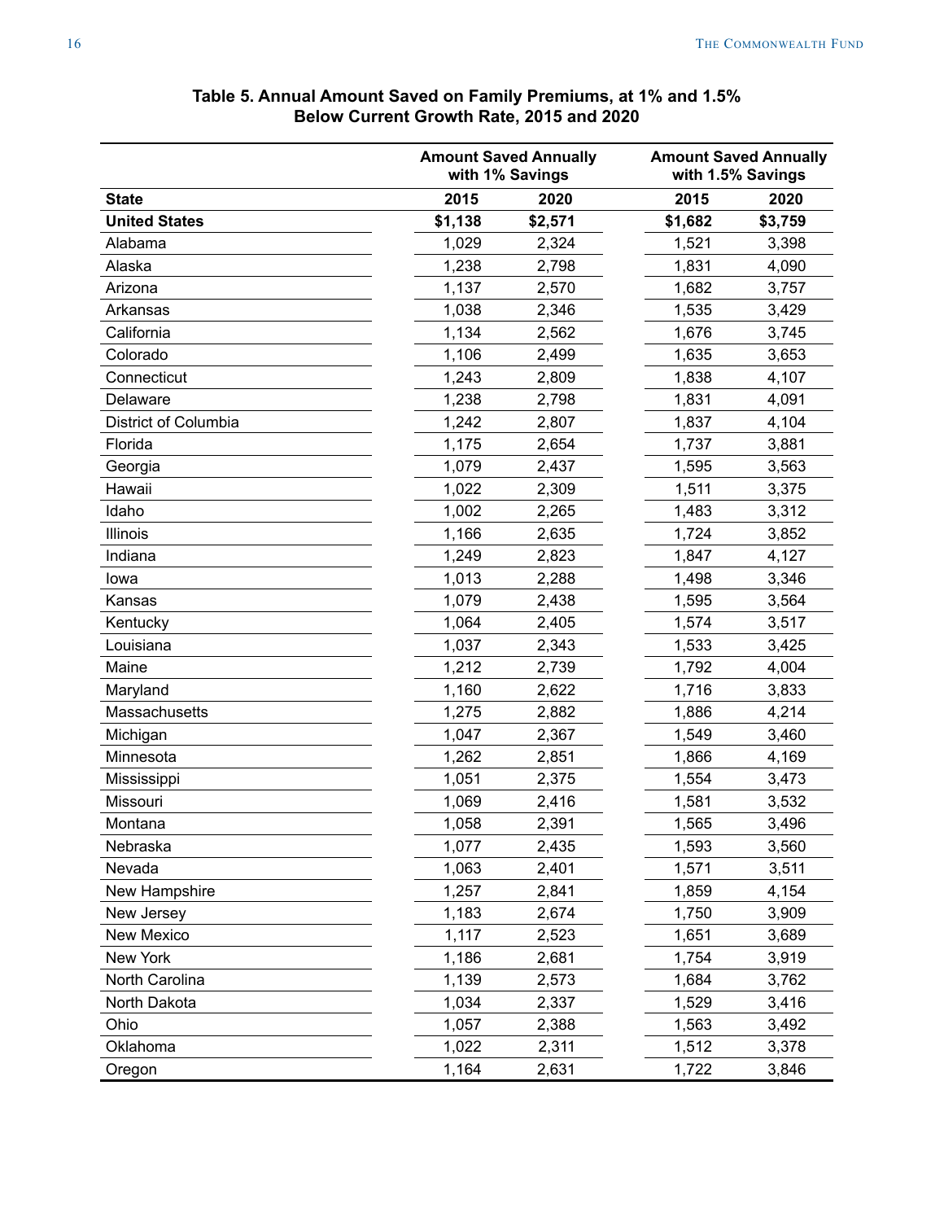**Table 5. Annual Amount Saved on Family Premiums, at 1% and 1.5% Below Current Growth Rate, 2015 and 2020**

| | Amount Saved Annually with 1% Savings | | Amount Saved Annually with 1.5% Savings | |
|---|---|---|---|---|
| **State** | **2015** | **2020** | **2015** | **2020** |
| **United States** | **$1,138** | **$2,571** | **$1,682** | **$3,759** |
| Alabama | 1,029 | 2,324 | 1,521 | 3,398 |
| Alaska | 1,238 | 2,798 | 1,831 | 4,090 |
| Arizona | 1,137 | 2,570 | 1,682 | 3,757 |
| Arkansas | 1,038 | 2,346 | 1,535 | 3,429 |
| California | 1,134 | 2,562 | 1,676 | 3,745 |
| Colorado | 1,106 | 2,499 | 1,635 | 3,653 |
| Connecticut | 1,243 | 2,809 | 1,838 | 4,107 |
| Delaware | 1,238 | 2,798 | 1,831 | 4,091 |
| District of Columbia | 1,242 | 2,807 | 1,837 | 4,104 |
| Florida | 1,175 | 2,654 | 1,737 | 3,881 |
| Georgia | 1,079 | 2,437 | 1,595 | 3,563 |
| Hawaii | 1,022 | 2,309 | 1,511 | 3,375 |
| Idaho | 1,002 | 2,265 | 1,483 | 3,312 |
| Illinois | 1,166 | 2,635 | 1,724 | 3,852 |
| Indiana | 1,249 | 2,823 | 1,847 | 4,127 |
| Iowa | 1,013 | 2,288 | 1,498 | 3,346 |
| Kansas | 1,079 | 2,438 | 1,595 | 3,564 |
| Kentucky | 1,064 | 2,405 | 1,574 | 3,517 |
| Louisiana | 1,037 | 2,343 | 1,533 | 3,425 |
| Maine | 1,212 | 2,739 | 1,792 | 4,004 |
| Maryland | 1,160 | 2,622 | 1,716 | 3,833 |
| Massachusetts | 1,275 | 2,882 | 1,886 | 4,214 |
| Michigan | 1,047 | 2,367 | 1,549 | 3,460 |
| Minnesota | 1,262 | 2,851 | 1,866 | 4,169 |
| Mississippi | 1,051 | 2,375 | 1,554 | 3,473 |
| Missouri | 1,069 | 2,416 | 1,581 | 3,532 |
| Montana | 1,058 | 2,391 | 1,565 | 3,496 |
| Nebraska | 1,077 | 2,435 | 1,593 | 3,560 |
| Nevada | 1,063 | 2,401 | 1,571 | 3,511 |
| New Hampshire | 1,257 | 2,841 | 1,859 | 4,154 |
| New Jersey | 1,183 | 2,674 | 1,750 | 3,909 |
| New Mexico | 1,117 | 2,523 | 1,651 | 3,689 |
| New York | 1,186 | 2,681 | 1,754 | 3,919 |
| North Carolina | 1,139 | 2,573 | 1,684 | 3,762 |
| North Dakota | 1,034 | 2,337 | 1,529 | 3,416 |
| Ohio | 1,057 | 2,388 | 1,563 | 3,492 |
| Oklahoma | 1,022 | 2,311 | 1,512 | 3,378 |
| Oregon | 1,164 | 2,631 | 1,722 | 3,846 |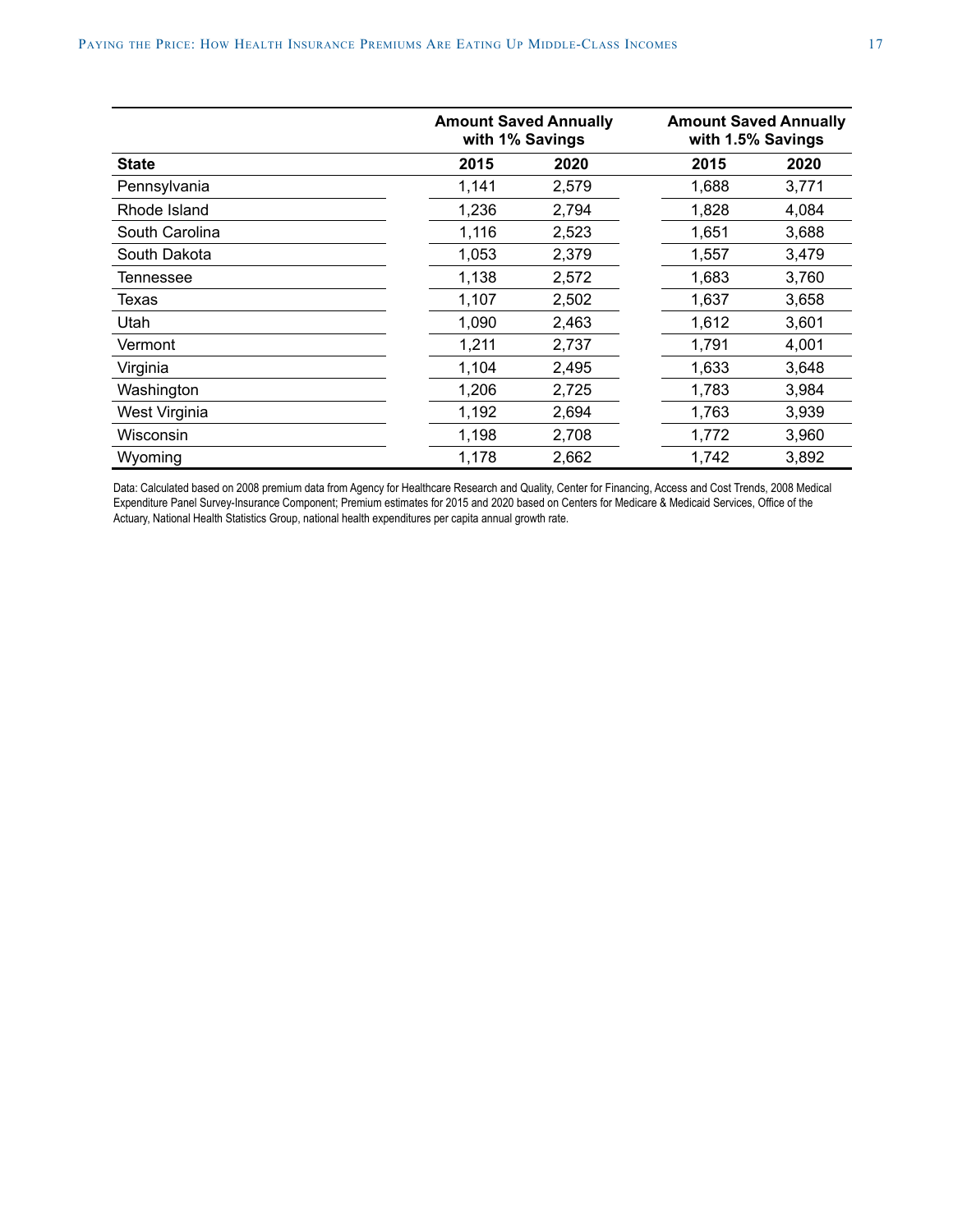| | Amount Saved Annually with 1% Savings | | Amount Saved Annually with 1.5% Savings | |
|---|---|---|---|---|
| **State** | **2015** | **2020** | **2015** | **2020** |
| Pennsylvania | 1,141 | 2,579 | 1,688 | 3,771 |
| Rhode Island | 1,236 | 2,794 | 1,828 | 4,084 |
| South Carolina | 1,116 | 2,523 | 1,651 | 3,688 |
| South Dakota | 1,053 | 2,379 | 1,557 | 3,479 |
| Tennessee | 1,138 | 2,572 | 1,683 | 3,760 |
| Texas | 1,107 | 2,502 | 1,637 | 3,658 |
| Utah | 1,090 | 2,463 | 1,612 | 3,601 |
| Vermont | 1,211 | 2,737 | 1,791 | 4,001 |
| Virginia | 1,104 | 2,495 | 1,633 | 3,648 |
| Washington | 1,206 | 2,725 | 1,783 | 3,984 |
| West Virginia | 1,192 | 2,694 | 1,763 | 3,939 |
| Wisconsin | 1,198 | 2,708 | 1,772 | 3,960 |
| Wyoming | 1,178 | 2,662 | 1,742 | 3,892 |

Data: Calculated based on 2008 premium data from Agency for Healthcare Research and Quality, Center for Financing, Access and Cost Trends, 2008 Medical Expenditure Panel Survey-Insurance Component; Premium estimates for 2015 and 2020 based on Centers for Medicare & Medicaid Services, Office of the Actuary, National Health Statistics Group, national health expenditures per capita annual growth rate.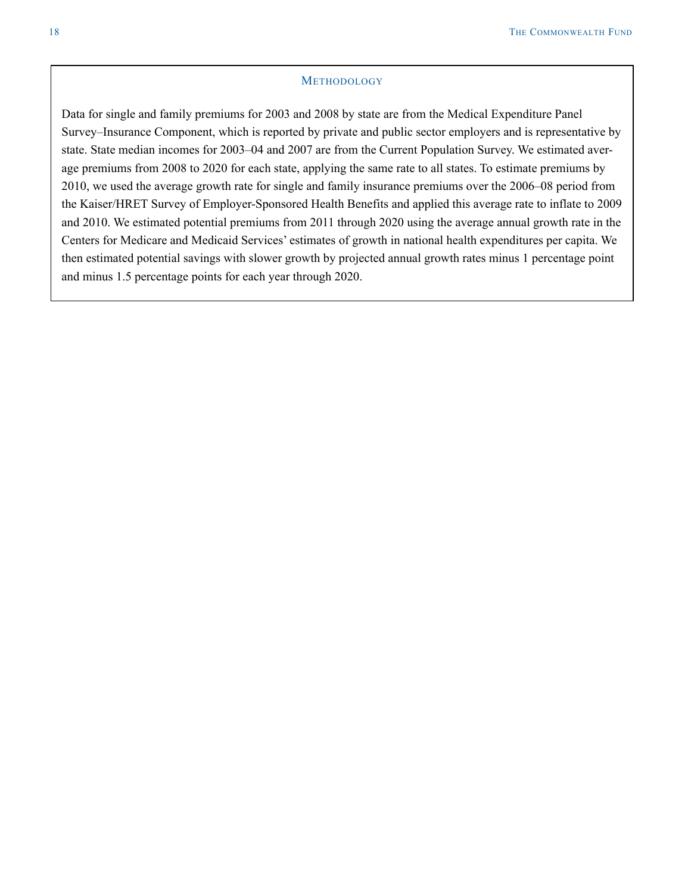## Methodology

Data for single and family premiums for 2003 and 2008 by state are from the Medical Expenditure Panel Survey–Insurance Component, which is reported by private and public sector employers and is representative by state. State median incomes for 2003–04 and 2007 are from the Current Population Survey. We estimated average premiums from 2008 to 2020 for each state, applying the same rate to all states. To estimate premiums by 2010, we used the average growth rate for single and family insurance premiums over the 2006–08 period from the Kaiser/HRET Survey of Employer-Sponsored Health Benefits and applied this average rate to inflate to 2009 and 2010. We estimated potential premiums from 2011 through 2020 using the average annual growth rate in the Centers for Medicare and Medicaid Services' estimates of growth in national health expenditures per capita. We then estimated potential savings with slower growth by projected annual growth rates minus 1 percentage point and minus 1.5 percentage points for each year through 2020.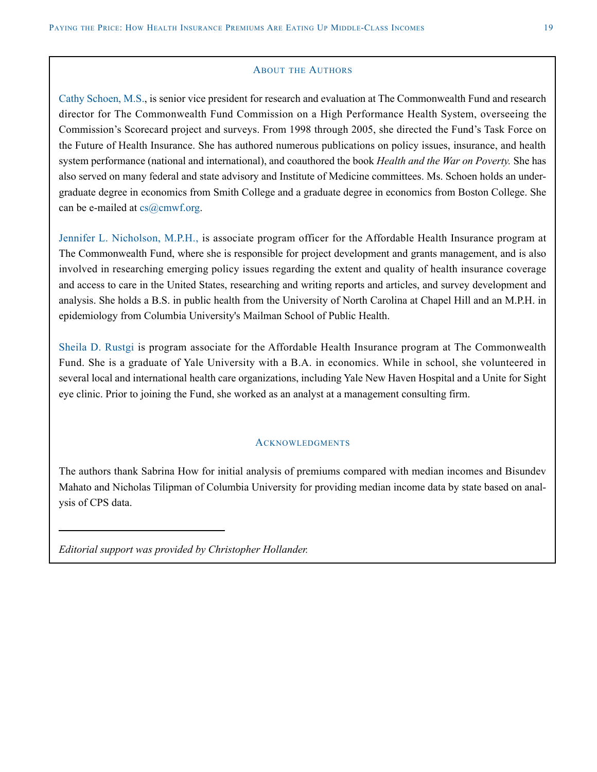## About the Authors

Cathy Schoen, M.S., is senior vice president for research and evaluation at The Commonwealth Fund and research director for The Commonwealth Fund Commission on a High Performance Health System, overseeing the Commission's Scorecard project and surveys. From 1998 through 2005, she directed the Fund's Task Force on the Future of Health Insurance. She has authored numerous publications on policy issues, insurance, and health system performance (national and international), and coauthored the book *Health and the War on Poverty.* She has also served on many federal and state advisory and Institute of Medicine committees. Ms. Schoen holds an undergraduate degree in economics from Smith College and a graduate degree in economics from Boston College. She can be e-mailed at cs@cmwf.org.

Jennifer L. Nicholson, M.P.H., is associate program officer for the Affordable Health Insurance program at The Commonwealth Fund, where she is responsible for project development and grants management, and is also involved in researching emerging policy issues regarding the extent and quality of health insurance coverage and access to care in the United States, researching and writing reports and articles, and survey development and analysis. She holds a B.S. in public health from the University of North Carolina at Chapel Hill and an M.P.H. in epidemiology from Columbia University's Mailman School of Public Health.

Sheila D. Rustgi is program associate for the Affordable Health Insurance program at The Commonwealth Fund. She is a graduate of Yale University with a B.A. in economics. While in school, she volunteered in several local and international health care organizations, including Yale New Haven Hospital and a Unite for Sight eye clinic. Prior to joining the Fund, she worked as an analyst at a management consulting firm.

## Acknowledgments

The authors thank Sabrina How for initial analysis of premiums compared with median incomes and Bisundev Mahato and Nicholas Tilipman of Columbia University for providing median income data by state based on analysis of CPS data.

---

*Editorial support was provided by Christopher Hollander.*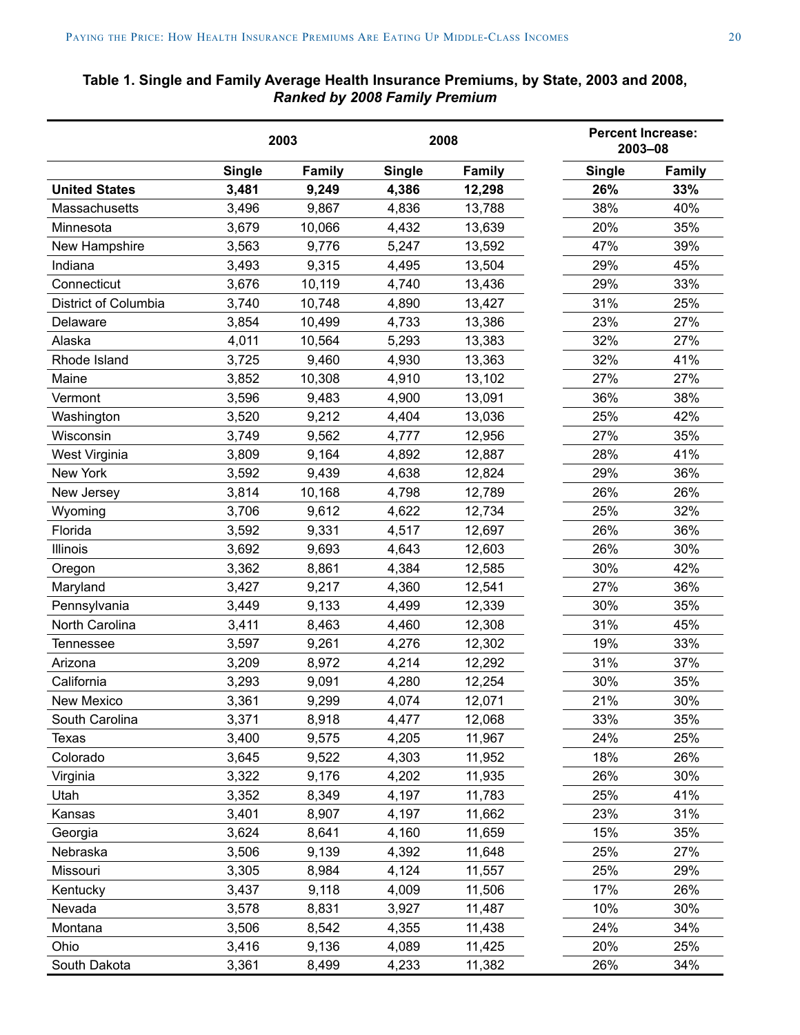**Table 1. Single and Family Average Health Insurance Premiums, by State, 2003 and 2008, *Ranked by 2008 Family Premium***

| | 2003 | | 2008 | | Percent Increase: 2003–08 | |
|---|---|---|---|---|---|---|
| | Single | Family | Single | Family | Single | Family |
| **United States** | **3,481** | **9,249** | **4,386** | **12,298** | **26%** | **33%** |
| Massachusetts | 3,496 | 9,867 | 4,836 | 13,788 | 38% | 40% |
| Minnesota | 3,679 | 10,066 | 4,432 | 13,639 | 20% | 35% |
| New Hampshire | 3,563 | 9,776 | 5,247 | 13,592 | 47% | 39% |
| Indiana | 3,493 | 9,315 | 4,495 | 13,504 | 29% | 45% |
| Connecticut | 3,676 | 10,119 | 4,740 | 13,436 | 29% | 33% |
| District of Columbia | 3,740 | 10,748 | 4,890 | 13,427 | 31% | 25% |
| Delaware | 3,854 | 10,499 | 4,733 | 13,386 | 23% | 27% |
| Alaska | 4,011 | 10,564 | 5,293 | 13,383 | 32% | 27% |
| Rhode Island | 3,725 | 9,460 | 4,930 | 13,363 | 32% | 41% |
| Maine | 3,852 | 10,308 | 4,910 | 13,102 | 27% | 27% |
| Vermont | 3,596 | 9,483 | 4,900 | 13,091 | 36% | 38% |
| Washington | 3,520 | 9,212 | 4,404 | 13,036 | 25% | 42% |
| Wisconsin | 3,749 | 9,562 | 4,777 | 12,956 | 27% | 35% |
| West Virginia | 3,809 | 9,164 | 4,892 | 12,887 | 28% | 41% |
| New York | 3,592 | 9,439 | 4,638 | 12,824 | 29% | 36% |
| New Jersey | 3,814 | 10,168 | 4,798 | 12,789 | 26% | 26% |
| Wyoming | 3,706 | 9,612 | 4,622 | 12,734 | 25% | 32% |
| Florida | 3,592 | 9,331 | 4,517 | 12,697 | 26% | 36% |
| Illinois | 3,692 | 9,693 | 4,643 | 12,603 | 26% | 30% |
| Oregon | 3,362 | 8,861 | 4,384 | 12,585 | 30% | 42% |
| Maryland | 3,427 | 9,217 | 4,360 | 12,541 | 27% | 36% |
| Pennsylvania | 3,449 | 9,133 | 4,499 | 12,339 | 30% | 35% |
| North Carolina | 3,411 | 8,463 | 4,460 | 12,308 | 31% | 45% |
| Tennessee | 3,597 | 9,261 | 4,276 | 12,302 | 19% | 33% |
| Arizona | 3,209 | 8,972 | 4,214 | 12,292 | 31% | 37% |
| California | 3,293 | 9,091 | 4,280 | 12,254 | 30% | 35% |
| New Mexico | 3,361 | 9,299 | 4,074 | 12,071 | 21% | 30% |
| South Carolina | 3,371 | 8,918 | 4,477 | 12,068 | 33% | 35% |
| Texas | 3,400 | 9,575 | 4,205 | 11,967 | 24% | 25% |
| Colorado | 3,645 | 9,522 | 4,303 | 11,952 | 18% | 26% |
| Virginia | 3,322 | 9,176 | 4,202 | 11,935 | 26% | 30% |
| Utah | 3,352 | 8,349 | 4,197 | 11,783 | 25% | 41% |
| Kansas | 3,401 | 8,907 | 4,197 | 11,662 | 23% | 31% |
| Georgia | 3,624 | 8,641 | 4,160 | 11,659 | 15% | 35% |
| Nebraska | 3,506 | 9,139 | 4,392 | 11,648 | 25% | 27% |
| Missouri | 3,305 | 8,984 | 4,124 | 11,557 | 25% | 29% |
| Kentucky | 3,437 | 9,118 | 4,009 | 11,506 | 17% | 26% |
| Nevada | 3,578 | 8,831 | 3,927 | 11,487 | 10% | 30% |
| Montana | 3,506 | 8,542 | 4,355 | 11,438 | 24% | 34% |
| Ohio | 3,416 | 9,136 | 4,089 | 11,425 | 20% | 25% |
| South Dakota | 3,361 | 8,499 | 4,233 | 11,382 | 26% | 34% |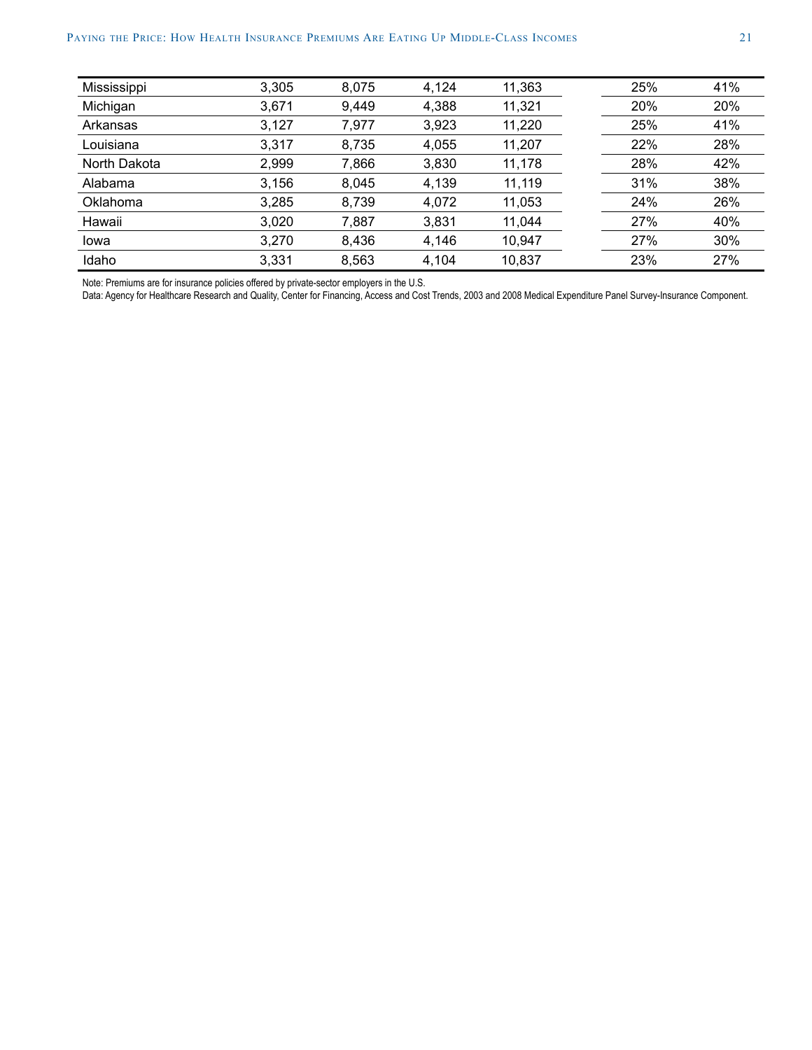| | | | | | | |
|---|---|---|---|---|---|---|
| Mississippi | 3,305 | 8,075 | 4,124 | 11,363 | 25% | 41% |
| Michigan | 3,671 | 9,449 | 4,388 | 11,321 | 20% | 20% |
| Arkansas | 3,127 | 7,977 | 3,923 | 11,220 | 25% | 41% |
| Louisiana | 3,317 | 8,735 | 4,055 | 11,207 | 22% | 28% |
| North Dakota | 2,999 | 7,866 | 3,830 | 11,178 | 28% | 42% |
| Alabama | 3,156 | 8,045 | 4,139 | 11,119 | 31% | 38% |
| Oklahoma | 3,285 | 8,739 | 4,072 | 11,053 | 24% | 26% |
| Hawaii | 3,020 | 7,887 | 3,831 | 11,044 | 27% | 40% |
| Iowa | 3,270 | 8,436 | 4,146 | 10,947 | 27% | 30% |
| Idaho | 3,331 | 8,563 | 4,104 | 10,837 | 23% | 27% |

Note: Premiums are for insurance policies offered by private-sector employers in the U.S.

Data: Agency for Healthcare Research and Quality, Center for Financing, Access and Cost Trends, 2003 and 2008 Medical Expenditure Panel Survey-Insurance Component.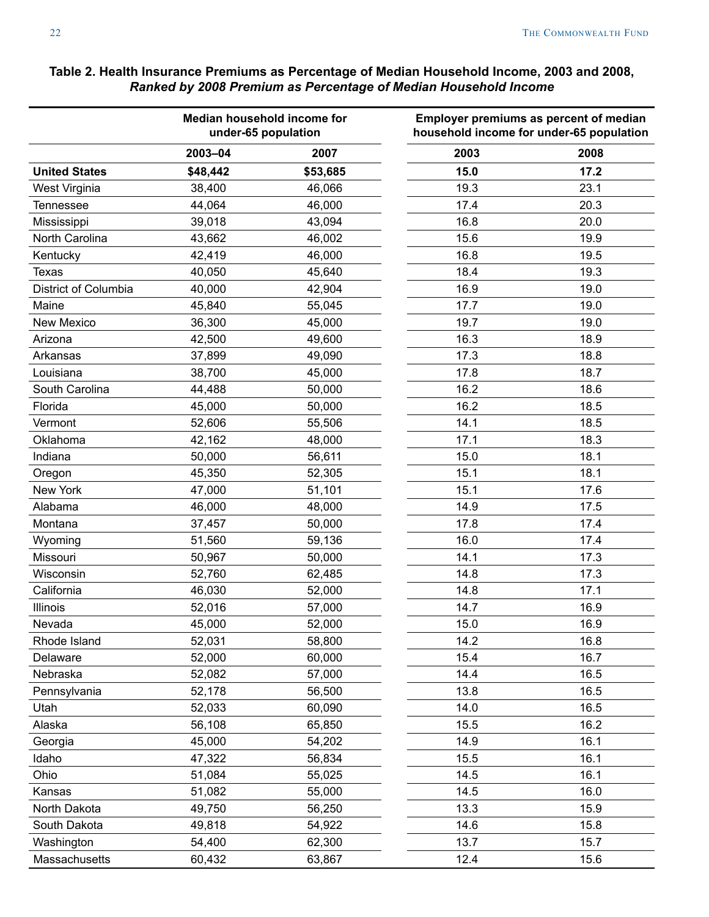**Table 2. Health Insurance Premiums as Percentage of Median Household Income, 2003 and 2008,** ***Ranked by 2008 Premium as Percentage of Median Household Income***

| | Median household income for under-65 population | | Employer premiums as percent of median household income for under-65 population | |
|---|---|---|---|---|
| | 2003–04 | 2007 | 2003 | 2008 |
| **United States** | **$48,442** | **$53,685** | **15.0** | **17.2** |
| West Virginia | 38,400 | 46,066 | 19.3 | 23.1 |
| Tennessee | 44,064 | 46,000 | 17.4 | 20.3 |
| Mississippi | 39,018 | 43,094 | 16.8 | 20.0 |
| North Carolina | 43,662 | 46,002 | 15.6 | 19.9 |
| Kentucky | 42,419 | 46,000 | 16.8 | 19.5 |
| Texas | 40,050 | 45,640 | 18.4 | 19.3 |
| District of Columbia | 40,000 | 42,904 | 16.9 | 19.0 |
| Maine | 45,840 | 55,045 | 17.7 | 19.0 |
| New Mexico | 36,300 | 45,000 | 19.7 | 19.0 |
| Arizona | 42,500 | 49,600 | 16.3 | 18.9 |
| Arkansas | 37,899 | 49,090 | 17.3 | 18.8 |
| Louisiana | 38,700 | 45,000 | 17.8 | 18.7 |
| South Carolina | 44,488 | 50,000 | 16.2 | 18.6 |
| Florida | 45,000 | 50,000 | 16.2 | 18.5 |
| Vermont | 52,606 | 55,506 | 14.1 | 18.5 |
| Oklahoma | 42,162 | 48,000 | 17.1 | 18.3 |
| Indiana | 50,000 | 56,611 | 15.0 | 18.1 |
| Oregon | 45,350 | 52,305 | 15.1 | 18.1 |
| New York | 47,000 | 51,101 | 15.1 | 17.6 |
| Alabama | 46,000 | 48,000 | 14.9 | 17.5 |
| Montana | 37,457 | 50,000 | 17.8 | 17.4 |
| Wyoming | 51,560 | 59,136 | 16.0 | 17.4 |
| Missouri | 50,967 | 50,000 | 14.1 | 17.3 |
| Wisconsin | 52,760 | 62,485 | 14.8 | 17.3 |
| California | 46,030 | 52,000 | 14.8 | 17.1 |
| Illinois | 52,016 | 57,000 | 14.7 | 16.9 |
| Nevada | 45,000 | 52,000 | 15.0 | 16.9 |
| Rhode Island | 52,031 | 58,800 | 14.2 | 16.8 |
| Delaware | 52,000 | 60,000 | 15.4 | 16.7 |
| Nebraska | 52,082 | 57,000 | 14.4 | 16.5 |
| Pennsylvania | 52,178 | 56,500 | 13.8 | 16.5 |
| Utah | 52,033 | 60,090 | 14.0 | 16.5 |
| Alaska | 56,108 | 65,850 | 15.5 | 16.2 |
| Georgia | 45,000 | 54,202 | 14.9 | 16.1 |
| Idaho | 47,322 | 56,834 | 15.5 | 16.1 |
| Ohio | 51,084 | 55,025 | 14.5 | 16.1 |
| Kansas | 51,082 | 55,000 | 14.5 | 16.0 |
| North Dakota | 49,750 | 56,250 | 13.3 | 15.9 |
| South Dakota | 49,818 | 54,922 | 14.6 | 15.8 |
| Washington | 54,400 | 62,300 | 13.7 | 15.7 |
| Massachusetts | 60,432 | 63,867 | 12.4 | 15.6 |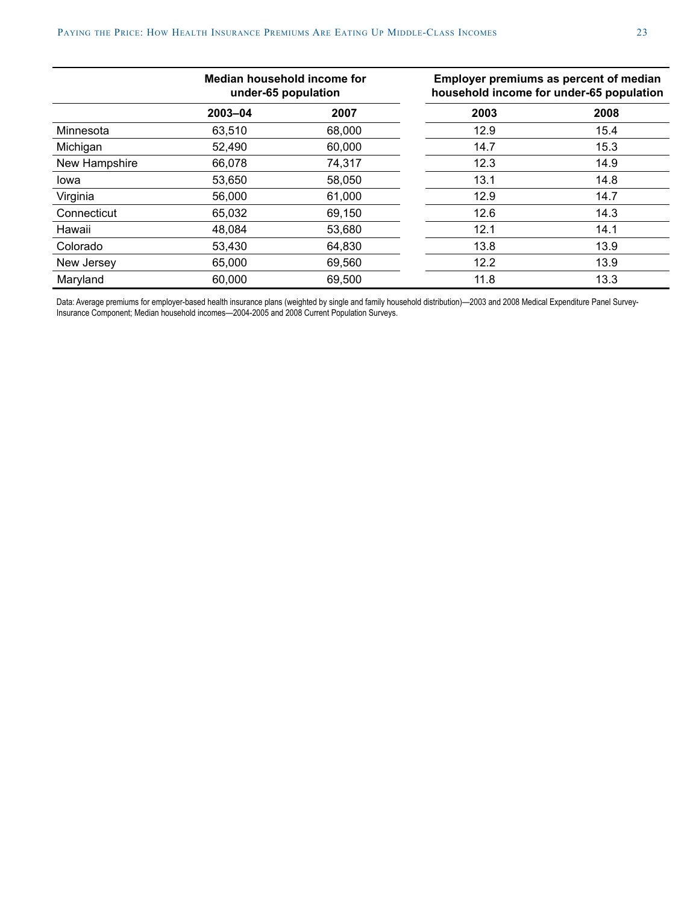| | Median household income for under-65 population | | Employer premiums as percent of median household income for under-65 population | |
|---|---|---|---|---|
| | 2003–04 | 2007 | 2003 | 2008 |
| Minnesota | 63,510 | 68,000 | 12.9 | 15.4 |
| Michigan | 52,490 | 60,000 | 14.7 | 15.3 |
| New Hampshire | 66,078 | 74,317 | 12.3 | 14.9 |
| Iowa | 53,650 | 58,050 | 13.1 | 14.8 |
| Virginia | 56,000 | 61,000 | 12.9 | 14.7 |
| Connecticut | 65,032 | 69,150 | 12.6 | 14.3 |
| Hawaii | 48,084 | 53,680 | 12.1 | 14.1 |
| Colorado | 53,430 | 64,830 | 13.8 | 13.9 |
| New Jersey | 65,000 | 69,560 | 12.2 | 13.9 |
| Maryland | 60,000 | 69,500 | 11.8 | 13.3 |

Data: Average premiums for employer-based health insurance plans (weighted by single and family household distribution)—2003 and 2008 Medical Expenditure Panel Survey-Insurance Component; Median household incomes—2004-2005 and 2008 Current Population Surveys.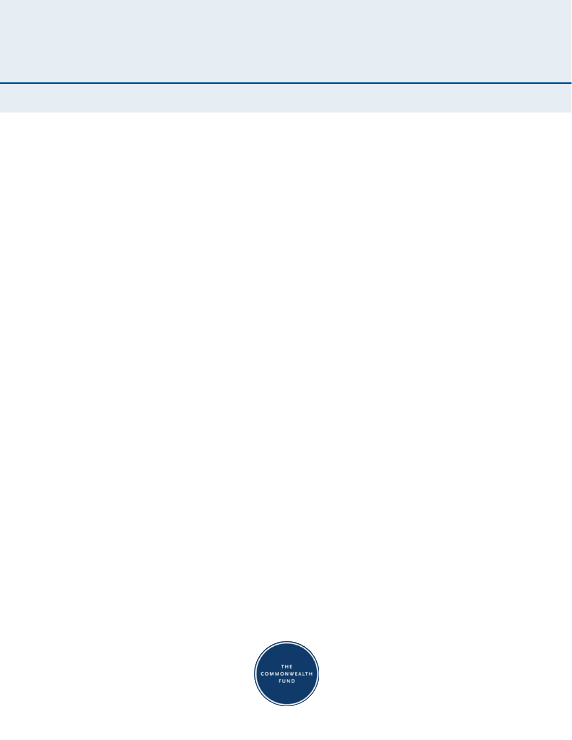THE COMMONWEALTH FUND